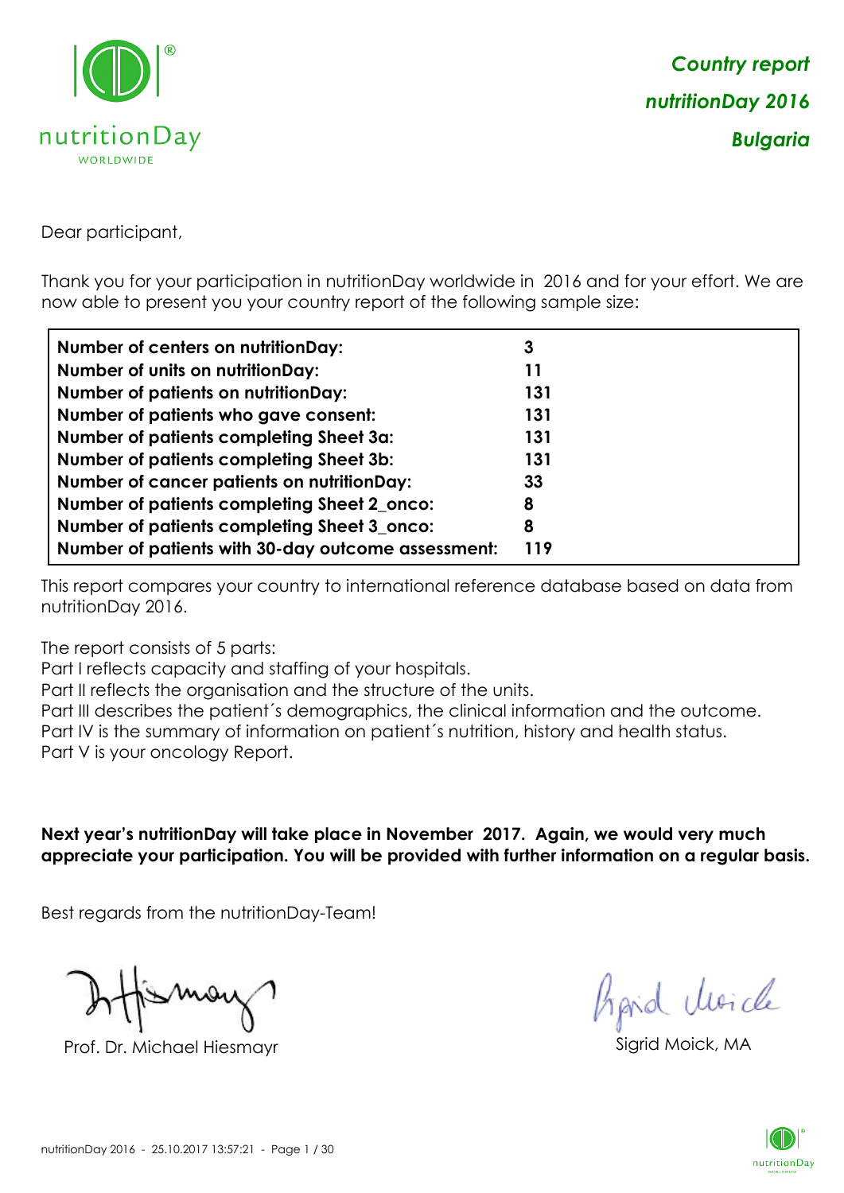*Country report*

*nutritionDay 2016*

*Bulgaria*

Dear participant,

Thank you for your participation in nutritionDay worldwide in 2016 and for your effort. We are now able to present you your country report of the following sample size:

| | |
|---|---|
| **Number of centers on nutritionDay:** | **3** |
| **Number of units on nutritionDay:** | **11** |
| **Number of patients on nutritionDay:** | **131** |
| **Number of patients who gave consent:** | **131** |
| **Number of patients completing Sheet 3a:** | **131** |
| **Number of patients completing Sheet 3b:** | **131** |
| **Number of cancer patients on nutritionDay:** | **33** |
| **Number of patients completing Sheet 2_onco:** | **8** |
| **Number of patients completing Sheet 3_onco:** | **8** |
| **Number of patients with 30-day outcome assessment:** | **119** |

This report compares your country to international reference database based on data from nutritionDay 2016.

The report consists of 5 parts:
Part I reflects capacity and staffing of your hospitals.
Part II reflects the organisation and the structure of the units.
Part III describes the patient´s demographics, the clinical information and the outcome.
Part IV is the summary of information on patient´s nutrition, history and health status.
Part V is your oncology Report.

**Next year's nutritionDay will take place in November 2017. Again, we would very much appreciate your participation. You will be provided with further information on a regular basis.**

Best regards from the nutritionDay-Team!

Prof. Dr. Michael Hiesmayr

Sigrid Moick, MA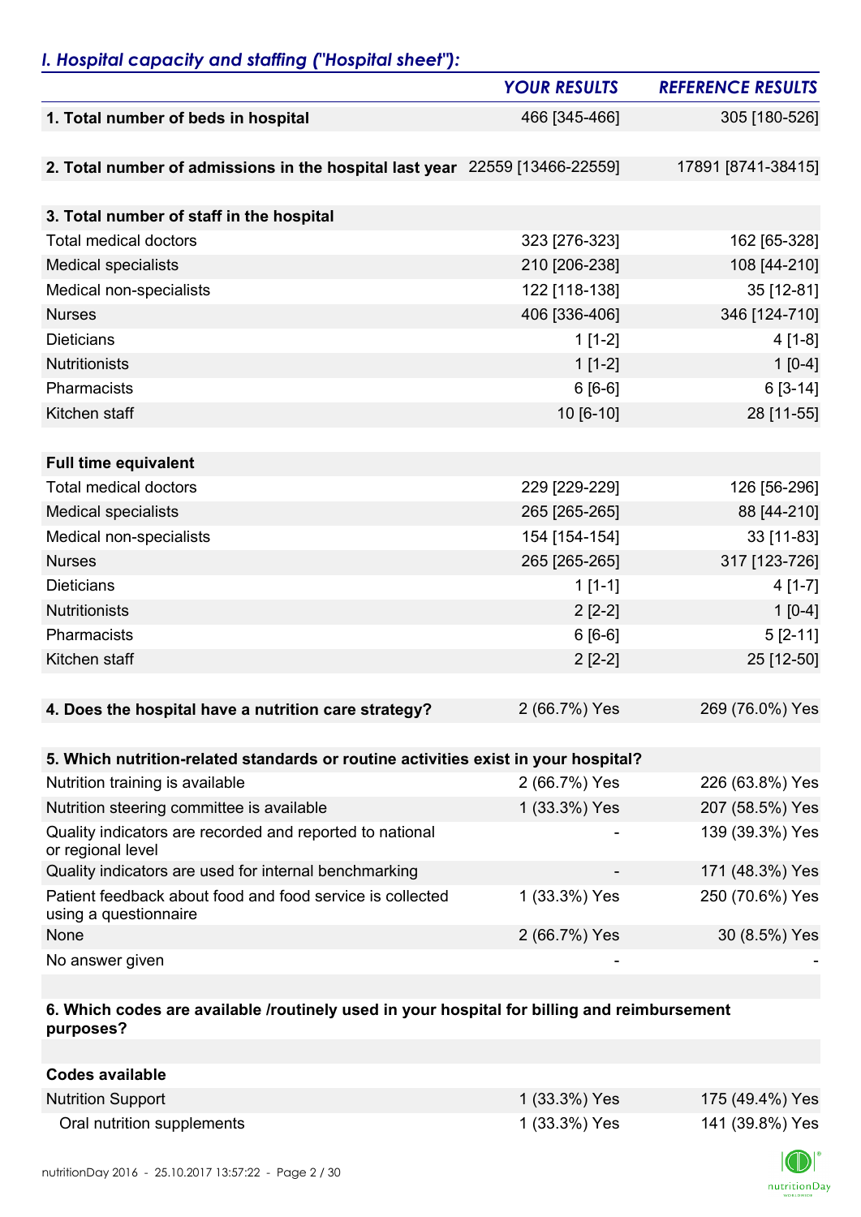## *I. Hospital capacity and staffing ("Hospital sheet"):*

| | *YOUR RESULTS* | *REFERENCE RESULTS* |
|---|---|---|
| **1. Total number of beds in hospital** | 466 [345-466] | 305 [180-526] |
| **2. Total number of admissions in the hospital last year** | 22559 [13466-22559] | 17891 [8741-38415] |
| **3. Total number of staff in the hospital** | | |
| Total medical doctors | 323 [276-323] | 162 [65-328] |
| Medical specialists | 210 [206-238] | 108 [44-210] |
| Medical non-specialists | 122 [118-138] | 35 [12-81] |
| Nurses | 406 [336-406] | 346 [124-710] |
| Dieticians | 1 [1-2] | 4 [1-8] |
| Nutritionists | 1 [1-2] | 1 [0-4] |
| Pharmacists | 6 [6-6] | 6 [3-14] |
| Kitchen staff | 10 [6-10] | 28 [11-55] |
| **Full time equivalent** | | |
| Total medical doctors | 229 [229-229] | 126 [56-296] |
| Medical specialists | 265 [265-265] | 88 [44-210] |
| Medical non-specialists | 154 [154-154] | 33 [11-83] |
| Nurses | 265 [265-265] | 317 [123-726] |
| Dieticians | 1 [1-1] | 4 [1-7] |
| Nutritionists | 2 [2-2] | 1 [0-4] |
| Pharmacists | 6 [6-6] | 5 [2-11] |
| Kitchen staff | 2 [2-2] | 25 [12-50] |
| **4. Does the hospital have a nutrition care strategy?** | 2 (66.7%) Yes | 269 (76.0%) Yes |
| **5. Which nutrition-related standards or routine activities exist in your hospital?** | | |
| Nutrition training is available | 2 (66.7%) Yes | 226 (63.8%) Yes |
| Nutrition steering committee is available | 1 (33.3%) Yes | 207 (58.5%) Yes |
| Quality indicators are recorded and reported to national or regional level | - | 139 (39.3%) Yes |
| Quality indicators are used for internal benchmarking | - | 171 (48.3%) Yes |
| Patient feedback about food and food service is collected using a questionnaire | 1 (33.3%) Yes | 250 (70.6%) Yes |
| None | 2 (66.7%) Yes | 30 (8.5%) Yes |
| No answer given | - | - |
| **6. Which codes are available /routinely used in your hospital for billing and reimbursement purposes?** | | |
| **Codes available** | | |
| Nutrition Support | 1 (33.3%) Yes | 175 (49.4%) Yes |
| Oral nutrition supplements | 1 (33.3%) Yes | 141 (39.8%) Yes |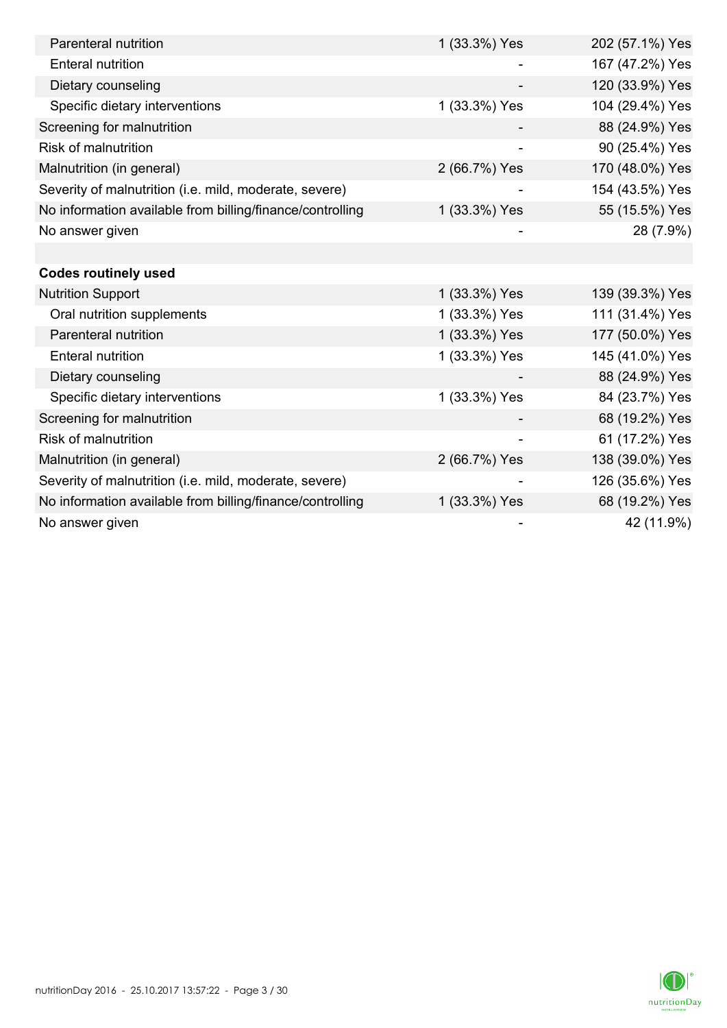| | | |
|---|---|---|
| Parenteral nutrition | 1 (33.3%) Yes | 202 (57.1%) Yes |
| Enteral nutrition | - | 167 (47.2%) Yes |
| Dietary counseling | - | 120 (33.9%) Yes |
| Specific dietary interventions | 1 (33.3%) Yes | 104 (29.4%) Yes |
| Screening for malnutrition | - | 88 (24.9%) Yes |
| Risk of malnutrition | - | 90 (25.4%) Yes |
| Malnutrition (in general) | 2 (66.7%) Yes | 170 (48.0%) Yes |
| Severity of malnutrition (i.e. mild, moderate, severe) | - | 154 (43.5%) Yes |
| No information available from billing/finance/controlling | 1 (33.3%) Yes | 55 (15.5%) Yes |
| No answer given | - | 28 (7.9%) |
| | | |
| **Codes routinely used** | | |
| Nutrition Support | 1 (33.3%) Yes | 139 (39.3%) Yes |
| Oral nutrition supplements | 1 (33.3%) Yes | 111 (31.4%) Yes |
| Parenteral nutrition | 1 (33.3%) Yes | 177 (50.0%) Yes |
| Enteral nutrition | 1 (33.3%) Yes | 145 (41.0%) Yes |
| Dietary counseling | - | 88 (24.9%) Yes |
| Specific dietary interventions | 1 (33.3%) Yes | 84 (23.7%) Yes |
| Screening for malnutrition | - | 68 (19.2%) Yes |
| Risk of malnutrition | - | 61 (17.2%) Yes |
| Malnutrition (in general) | 2 (66.7%) Yes | 138 (39.0%) Yes |
| Severity of malnutrition (i.e. mild, moderate, severe) | - | 126 (35.6%) Yes |
| No information available from billing/finance/controlling | 1 (33.3%) Yes | 68 (19.2%) Yes |
| No answer given | - | 42 (11.9%) |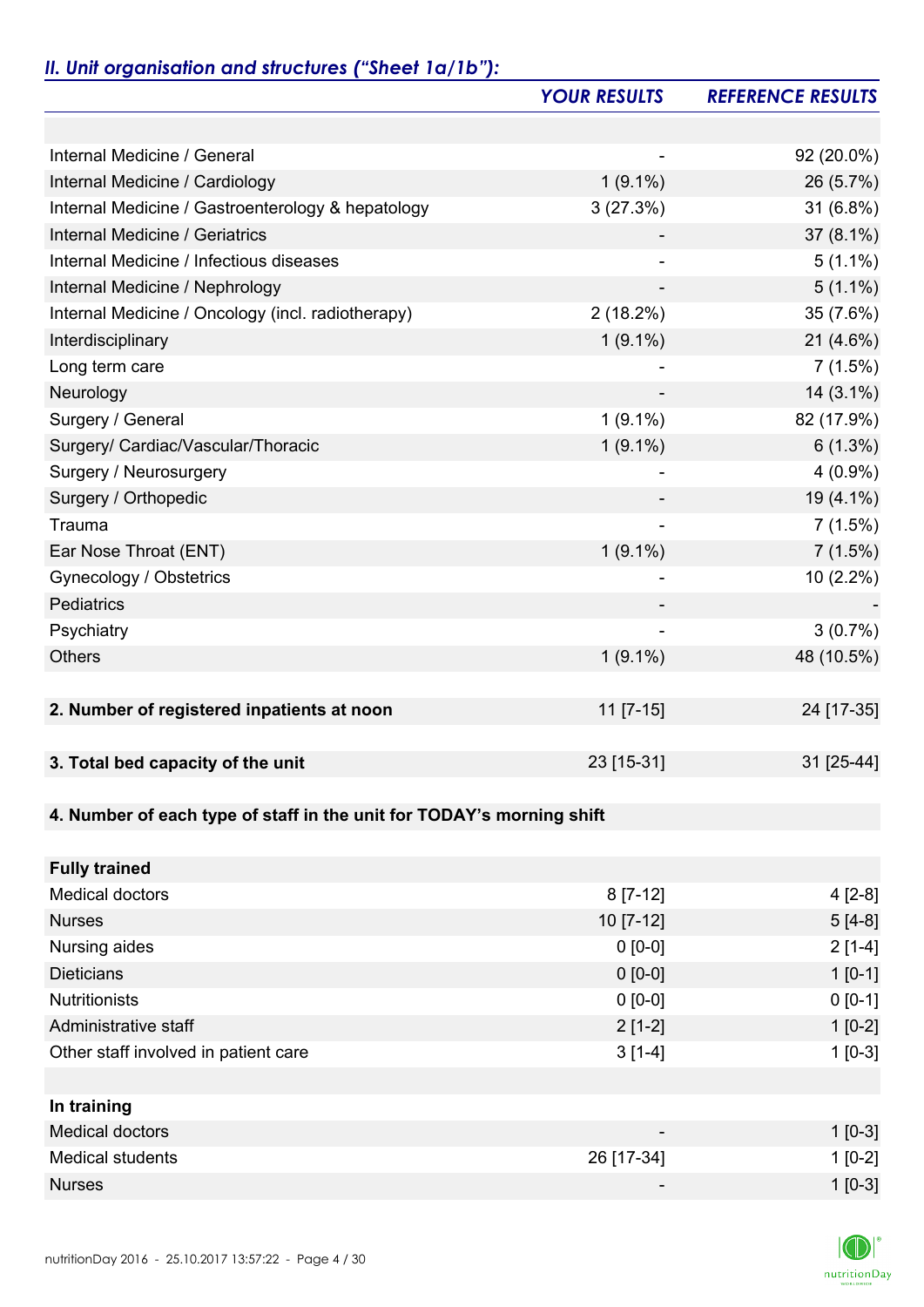## *II. Unit organisation and structures ("Sheet 1a/1b"):*

| | YOUR RESULTS | REFERENCE RESULTS |
|---|---|---|
| | | |
| Internal Medicine / General | - | 92 (20.0%) |
| Internal Medicine / Cardiology | 1 (9.1%) | 26 (5.7%) |
| Internal Medicine / Gastroenterology & hepatology | 3 (27.3%) | 31 (6.8%) |
| Internal Medicine / Geriatrics | - | 37 (8.1%) |
| Internal Medicine / Infectious diseases | - | 5 (1.1%) |
| Internal Medicine / Nephrology | - | 5 (1.1%) |
| Internal Medicine / Oncology (incl. radiotherapy) | 2 (18.2%) | 35 (7.6%) |
| Interdisciplinary | 1 (9.1%) | 21 (4.6%) |
| Long term care | - | 7 (1.5%) |
| Neurology | - | 14 (3.1%) |
| Surgery / General | 1 (9.1%) | 82 (17.9%) |
| Surgery/ Cardiac/Vascular/Thoracic | 1 (9.1%) | 6 (1.3%) |
| Surgery / Neurosurgery | - | 4 (0.9%) |
| Surgery / Orthopedic | - | 19 (4.1%) |
| Trauma | - | 7 (1.5%) |
| Ear Nose Throat (ENT) | 1 (9.1%) | 7 (1.5%) |
| Gynecology / Obstetrics | - | 10 (2.2%) |
| Pediatrics | - | - |
| Psychiatry | - | 3 (0.7%) |
| Others | 1 (9.1%) | 48 (10.5%) |
| | | |
| **2. Number of registered inpatients at noon** | 11 [7-15] | 24 [17-35] |
| | | |
| **3. Total bed capacity of the unit** | 23 [15-31] | 31 [25-44] |
| | | |
| **4. Number of each type of staff in the unit for TODAY's morning shift** | | |
| | | |
| **Fully trained** | | |
| Medical doctors | 8 [7-12] | 4 [2-8] |
| Nurses | 10 [7-12] | 5 [4-8] |
| Nursing aides | 0 [0-0] | 2 [1-4] |
| Dieticians | 0 [0-0] | 1 [0-1] |
| Nutritionists | 0 [0-0] | 0 [0-1] |
| Administrative staff | 2 [1-2] | 1 [0-2] |
| Other staff involved in patient care | 3 [1-4] | 1 [0-3] |
| | | |
| **In training** | | |
| Medical doctors | - | 1 [0-3] |
| Medical students | 26 [17-34] | 1 [0-2] |
| Nurses | - | 1 [0-3] |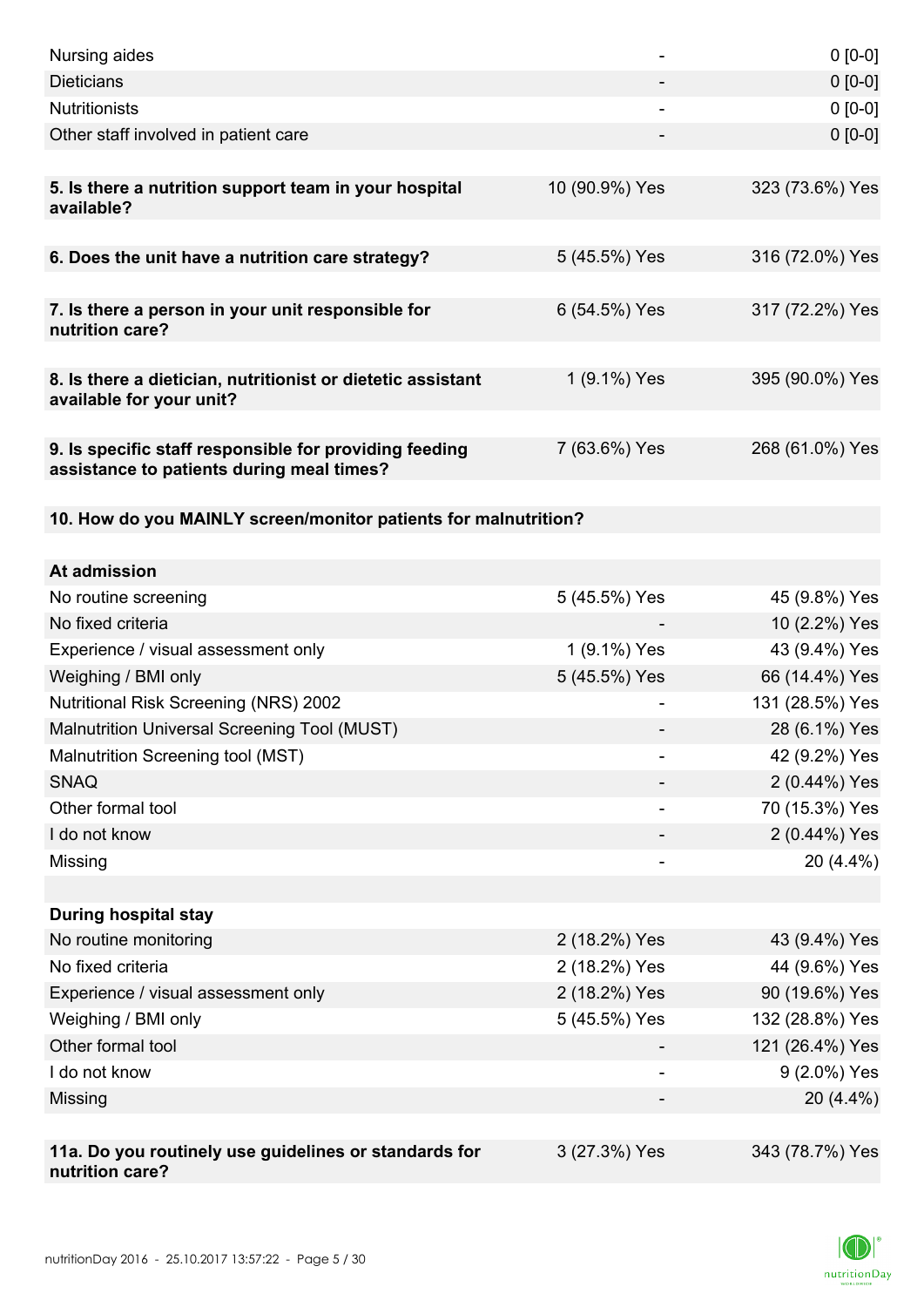| | | |
|---|---|---|
| Nursing aides | - | 0 [0-0] |
| Dieticians | - | 0 [0-0] |
| Nutritionists | - | 0 [0-0] |
| Other staff involved in patient care | - | 0 [0-0] |
| | | |
| **5. Is there a nutrition support team in your hospital available?** | 10 (90.9%) Yes | 323 (73.6%) Yes |
| | | |
| **6. Does the unit have a nutrition care strategy?** | 5 (45.5%) Yes | 316 (72.0%) Yes |
| | | |
| **7. Is there a person in your unit responsible for nutrition care?** | 6 (54.5%) Yes | 317 (72.2%) Yes |
| | | |
| **8. Is there a dietician, nutritionist or dietetic assistant available for your unit?** | 1 (9.1%) Yes | 395 (90.0%) Yes |
| | | |
| **9. Is specific staff responsible for providing feeding assistance to patients during meal times?** | 7 (63.6%) Yes | 268 (61.0%) Yes |
| | | |
| **10. How do you MAINLY screen/monitor patients for malnutrition?** | | |
| | | |
| **At admission** | | |
| No routine screening | 5 (45.5%) Yes | 45 (9.8%) Yes |
| No fixed criteria | - | 10 (2.2%) Yes |
| Experience / visual assessment only | 1 (9.1%) Yes | 43 (9.4%) Yes |
| Weighing / BMI only | 5 (45.5%) Yes | 66 (14.4%) Yes |
| Nutritional Risk Screening (NRS) 2002 | - | 131 (28.5%) Yes |
| Malnutrition Universal Screening Tool (MUST) | - | 28 (6.1%) Yes |
| Malnutrition Screening tool (MST) | - | 42 (9.2%) Yes |
| SNAQ | - | 2 (0.44%) Yes |
| Other formal tool | - | 70 (15.3%) Yes |
| I do not know | - | 2 (0.44%) Yes |
| Missing | - | 20 (4.4%) |
| | | |
| **During hospital stay** | | |
| No routine monitoring | 2 (18.2%) Yes | 43 (9.4%) Yes |
| No fixed criteria | 2 (18.2%) Yes | 44 (9.6%) Yes |
| Experience / visual assessment only | 2 (18.2%) Yes | 90 (19.6%) Yes |
| Weighing / BMI only | 5 (45.5%) Yes | 132 (28.8%) Yes |
| Other formal tool | - | 121 (26.4%) Yes |
| I do not know | - | 9 (2.0%) Yes |
| Missing | - | 20 (4.4%) |
| | | |
| **11a. Do you routinely use guidelines or standards for nutrition care?** | 3 (27.3%) Yes | 343 (78.7%) Yes |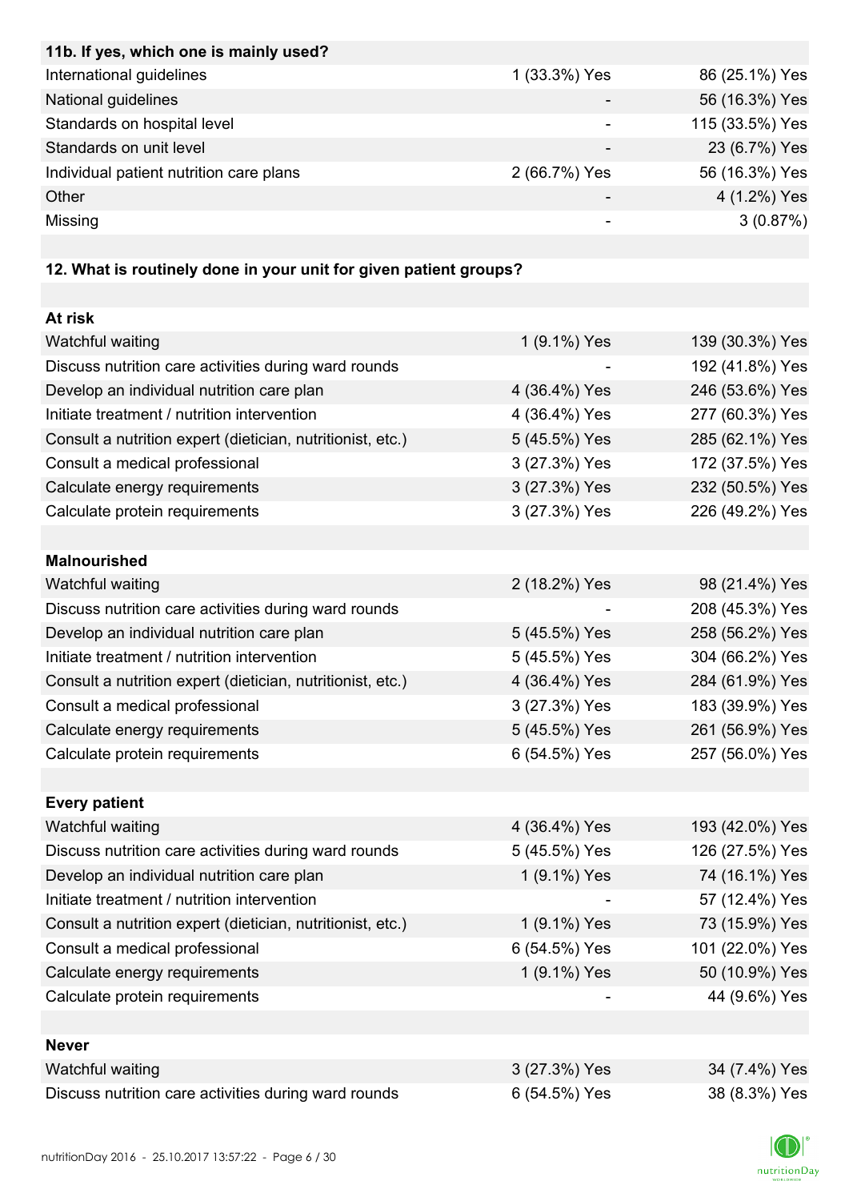| 11b. If yes, which one is mainly used? | | |
|---|---|---|
| International guidelines | 1 (33.3%) Yes | 86 (25.1%) Yes |
| National guidelines | - | 56 (16.3%) Yes |
| Standards on hospital level | - | 115 (33.5%) Yes |
| Standards on unit level | - | 23 (6.7%) Yes |
| Individual patient nutrition care plans | 2 (66.7%) Yes | 56 (16.3%) Yes |
| Other | - | 4 (1.2%) Yes |
| Missing | - | 3 (0.87%) |

| 12. What is routinely done in your unit for given patient groups? | | |
|---|---|---|
| **At risk** | | |
| Watchful waiting | 1 (9.1%) Yes | 139 (30.3%) Yes |
| Discuss nutrition care activities during ward rounds | - | 192 (41.8%) Yes |
| Develop an individual nutrition care plan | 4 (36.4%) Yes | 246 (53.6%) Yes |
| Initiate treatment / nutrition intervention | 4 (36.4%) Yes | 277 (60.3%) Yes |
| Consult a nutrition expert (dietician, nutritionist, etc.) | 5 (45.5%) Yes | 285 (62.1%) Yes |
| Consult a medical professional | 3 (27.3%) Yes | 172 (37.5%) Yes |
| Calculate energy requirements | 3 (27.3%) Yes | 232 (50.5%) Yes |
| Calculate protein requirements | 3 (27.3%) Yes | 226 (49.2%) Yes |
| **Malnourished** | | |
| Watchful waiting | 2 (18.2%) Yes | 98 (21.4%) Yes |
| Discuss nutrition care activities during ward rounds | - | 208 (45.3%) Yes |
| Develop an individual nutrition care plan | 5 (45.5%) Yes | 258 (56.2%) Yes |
| Initiate treatment / nutrition intervention | 5 (45.5%) Yes | 304 (66.2%) Yes |
| Consult a nutrition expert (dietician, nutritionist, etc.) | 4 (36.4%) Yes | 284 (61.9%) Yes |
| Consult a medical professional | 3 (27.3%) Yes | 183 (39.9%) Yes |
| Calculate energy requirements | 5 (45.5%) Yes | 261 (56.9%) Yes |
| Calculate protein requirements | 6 (54.5%) Yes | 257 (56.0%) Yes |
| **Every patient** | | |
| Watchful waiting | 4 (36.4%) Yes | 193 (42.0%) Yes |
| Discuss nutrition care activities during ward rounds | 5 (45.5%) Yes | 126 (27.5%) Yes |
| Develop an individual nutrition care plan | 1 (9.1%) Yes | 74 (16.1%) Yes |
| Initiate treatment / nutrition intervention | - | 57 (12.4%) Yes |
| Consult a nutrition expert (dietician, nutritionist, etc.) | 1 (9.1%) Yes | 73 (15.9%) Yes |
| Consult a medical professional | 6 (54.5%) Yes | 101 (22.0%) Yes |
| Calculate energy requirements | 1 (9.1%) Yes | 50 (10.9%) Yes |
| Calculate protein requirements | - | 44 (9.6%) Yes |
| **Never** | | |
| Watchful waiting | 3 (27.3%) Yes | 34 (7.4%) Yes |
| Discuss nutrition care activities during ward rounds | 6 (54.5%) Yes | 38 (8.3%) Yes |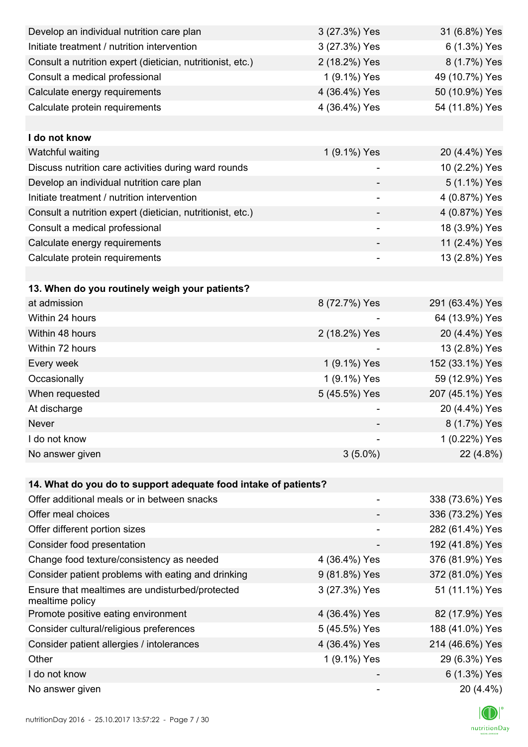| | | |
|---|---|---|
| Develop an individual nutrition care plan | 3 (27.3%) Yes | 31 (6.8%) Yes |
| Initiate treatment / nutrition intervention | 3 (27.3%) Yes | 6 (1.3%) Yes |
| Consult a nutrition expert (dietician, nutritionist, etc.) | 2 (18.2%) Yes | 8 (1.7%) Yes |
| Consult a medical professional | 1 (9.1%) Yes | 49 (10.7%) Yes |
| Calculate energy requirements | 4 (36.4%) Yes | 50 (10.9%) Yes |
| Calculate protein requirements | 4 (36.4%) Yes | 54 (11.8%) Yes |
| | | |
| **I do not know** | | |
| Watchful waiting | 1 (9.1%) Yes | 20 (4.4%) Yes |
| Discuss nutrition care activities during ward rounds | - | 10 (2.2%) Yes |
| Develop an individual nutrition care plan | - | 5 (1.1%) Yes |
| Initiate treatment / nutrition intervention | - | 4 (0.87%) Yes |
| Consult a nutrition expert (dietician, nutritionist, etc.) | - | 4 (0.87%) Yes |
| Consult a medical professional | - | 18 (3.9%) Yes |
| Calculate energy requirements | - | 11 (2.4%) Yes |
| Calculate protein requirements | - | 13 (2.8%) Yes |
| | | |
| **13. When do you routinely weigh your patients?** | | |
| at admission | 8 (72.7%) Yes | 291 (63.4%) Yes |
| Within 24 hours | - | 64 (13.9%) Yes |
| Within 48 hours | 2 (18.2%) Yes | 20 (4.4%) Yes |
| Within 72 hours | - | 13 (2.8%) Yes |
| Every week | 1 (9.1%) Yes | 152 (33.1%) Yes |
| Occasionally | 1 (9.1%) Yes | 59 (12.9%) Yes |
| When requested | 5 (45.5%) Yes | 207 (45.1%) Yes |
| At discharge | - | 20 (4.4%) Yes |
| Never | - | 8 (1.7%) Yes |
| I do not know | - | 1 (0.22%) Yes |
| No answer given | 3 (5.0%) | 22 (4.8%) |
| | | |
| **14. What do you do to support adequate food intake of patients?** | | |
| Offer additional meals or in between snacks | - | 338 (73.6%) Yes |
| Offer meal choices | - | 336 (73.2%) Yes |
| Offer different portion sizes | - | 282 (61.4%) Yes |
| Consider food presentation | - | 192 (41.8%) Yes |
| Change food texture/consistency as needed | 4 (36.4%) Yes | 376 (81.9%) Yes |
| Consider patient problems with eating and drinking | 9 (81.8%) Yes | 372 (81.0%) Yes |
| Ensure that mealtimes are undisturbed/protected mealtime policy | 3 (27.3%) Yes | 51 (11.1%) Yes |
| Promote positive eating environment | 4 (36.4%) Yes | 82 (17.9%) Yes |
| Consider cultural/religious preferences | 5 (45.5%) Yes | 188 (41.0%) Yes |
| Consider patient allergies / intolerances | 4 (36.4%) Yes | 214 (46.6%) Yes |
| Other | 1 (9.1%) Yes | 29 (6.3%) Yes |
| I do not know | - | 6 (1.3%) Yes |
| No answer given | - | 20 (4.4%) |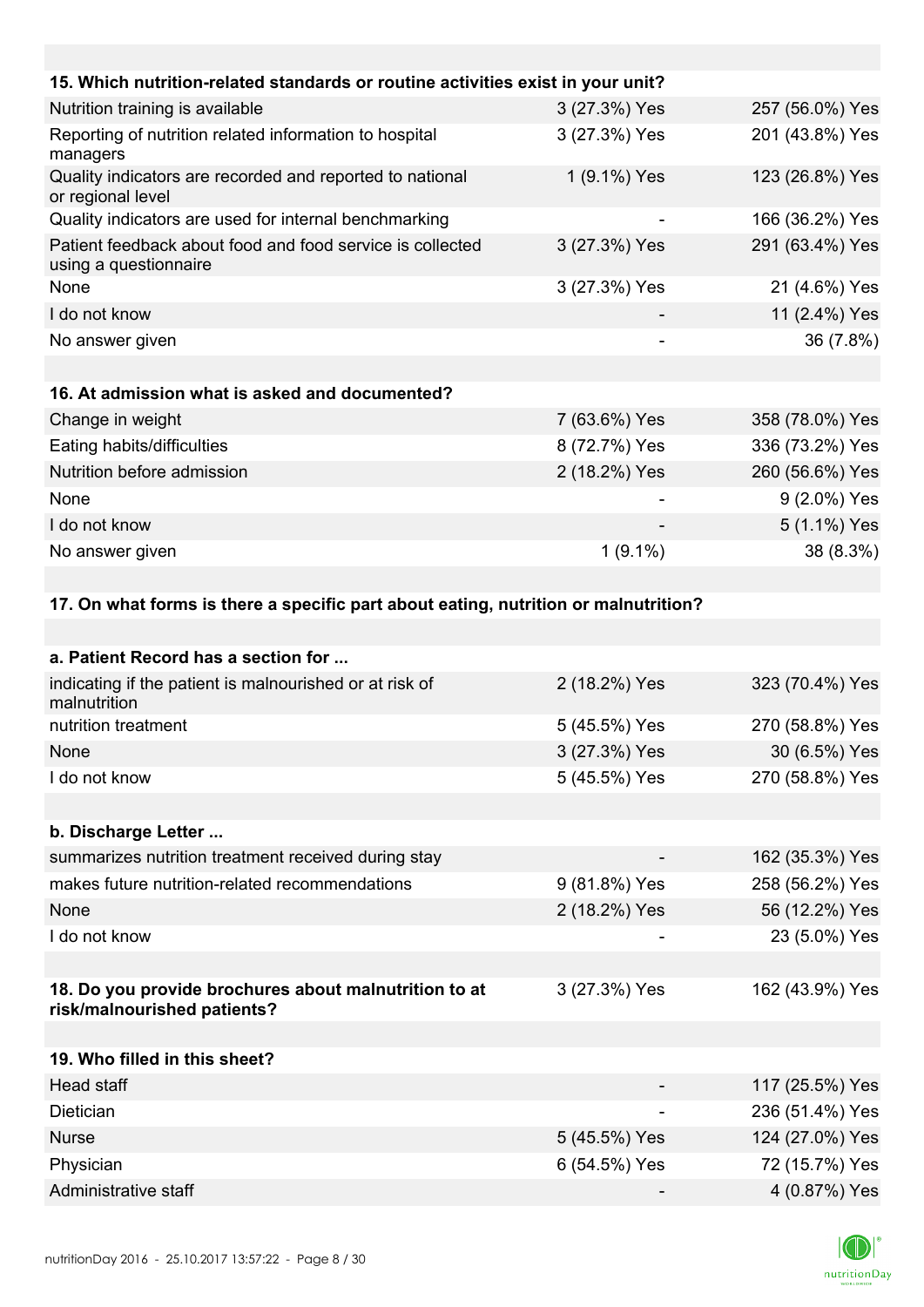| 15. Which nutrition-related standards or routine activities exist in your unit? | | |
|---|---|---|
| Nutrition training is available | 3 (27.3%) Yes | 257 (56.0%) Yes |
| Reporting of nutrition related information to hospital managers | 3 (27.3%) Yes | 201 (43.8%) Yes |
| Quality indicators are recorded and reported to national or regional level | 1 (9.1%) Yes | 123 (26.8%) Yes |
| Quality indicators are used for internal benchmarking | - | 166 (36.2%) Yes |
| Patient feedback about food and food service is collected using a questionnaire | 3 (27.3%) Yes | 291 (63.4%) Yes |
| None | 3 (27.3%) Yes | 21 (4.6%) Yes |
| I do not know | - | 11 (2.4%) Yes |
| No answer given | - | 36 (7.8%) |

| 16. At admission what is asked and documented? | | |
|---|---|---|
| Change in weight | 7 (63.6%) Yes | 358 (78.0%) Yes |
| Eating habits/difficulties | 8 (72.7%) Yes | 336 (73.2%) Yes |
| Nutrition before admission | 2 (18.2%) Yes | 260 (56.6%) Yes |
| None | - | 9 (2.0%) Yes |
| I do not know | - | 5 (1.1%) Yes |
| No answer given | 1 (9.1%) | 38 (8.3%) |

**17. On what forms is there a specific part about eating, nutrition or malnutrition?**

| a. Patient Record has a section for ... | | |
|---|---|---|
| indicating if the patient is malnourished or at risk of malnutrition | 2 (18.2%) Yes | 323 (70.4%) Yes |
| nutrition treatment | 5 (45.5%) Yes | 270 (58.8%) Yes |
| None | 3 (27.3%) Yes | 30 (6.5%) Yes |
| I do not know | 5 (45.5%) Yes | 270 (58.8%) Yes |

| b. Discharge Letter ... | | |
|---|---|---|
| summarizes nutrition treatment received during stay | - | 162 (35.3%) Yes |
| makes future nutrition-related recommendations | 9 (81.8%) Yes | 258 (56.2%) Yes |
| None | 2 (18.2%) Yes | 56 (12.2%) Yes |
| I do not know | - | 23 (5.0%) Yes |

| 18. Do you provide brochures about malnutrition to at risk/malnourished patients? | 3 (27.3%) Yes | 162 (43.9%) Yes |
|---|---|---|

| 19. Who filled in this sheet? | | |
|---|---|---|
| Head staff | - | 117 (25.5%) Yes |
| Dietician | - | 236 (51.4%) Yes |
| Nurse | 5 (45.5%) Yes | 124 (27.0%) Yes |
| Physician | 6 (54.5%) Yes | 72 (15.7%) Yes |
| Administrative staff | - | 4 (0.87%) Yes |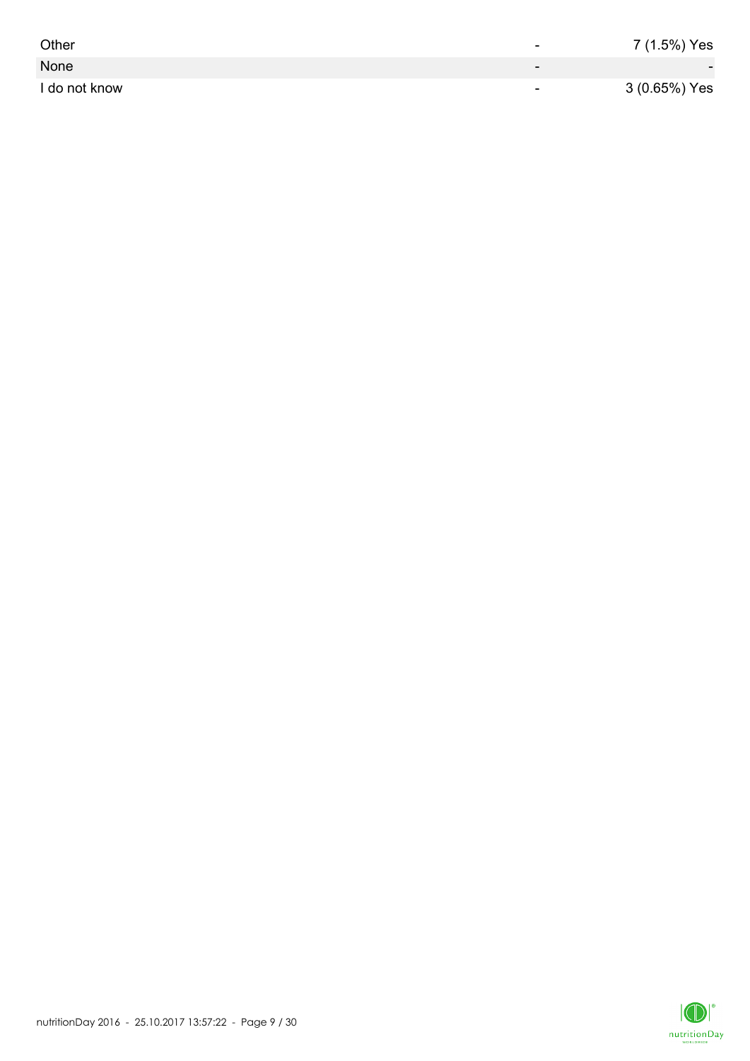| | | |
|---|---|---|
| Other | - | 7 (1.5%) Yes |
| None | - | - |
| I do not know | - | 3 (0.65%) Yes |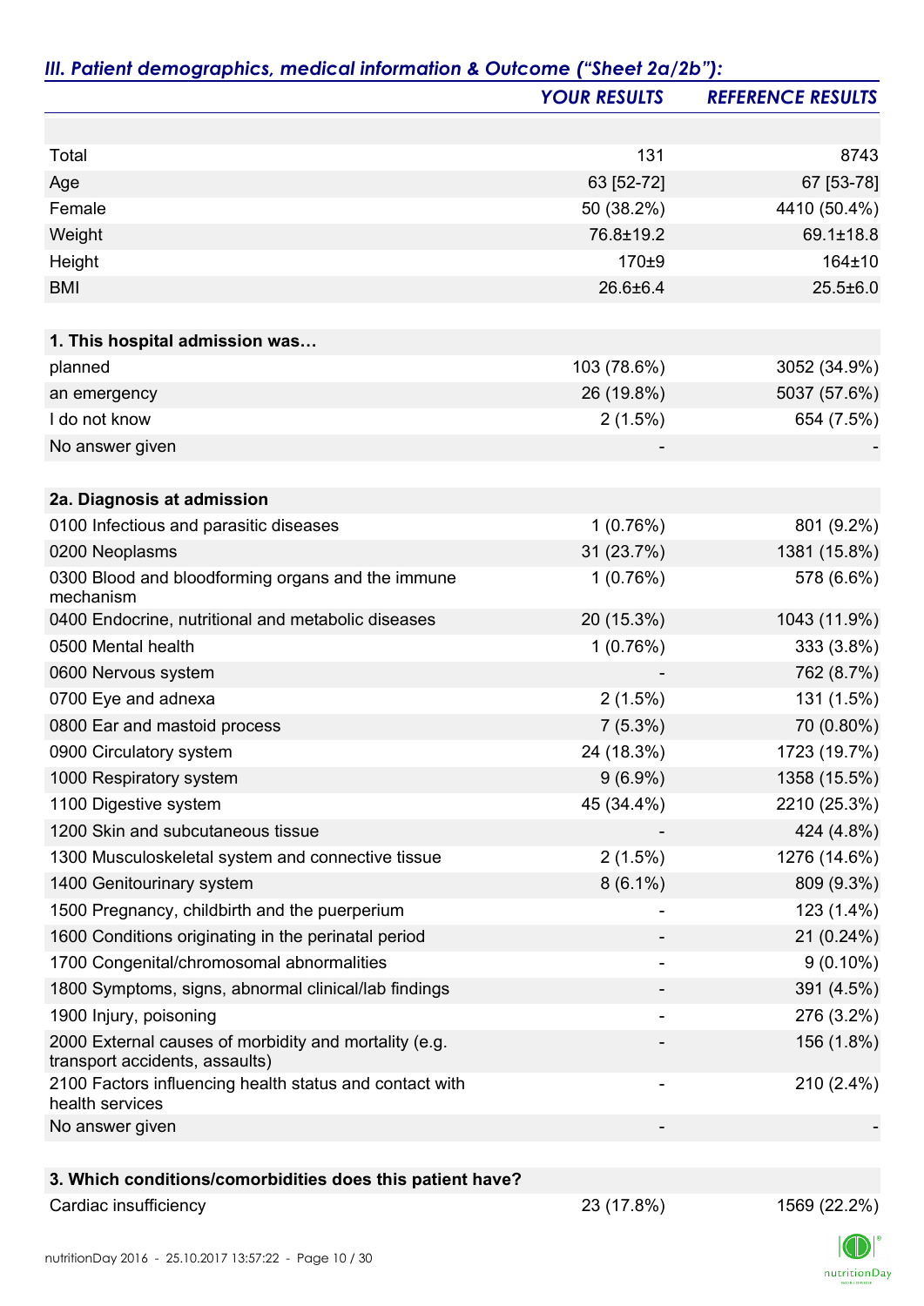## *III. Patient demographics, medical information & Outcome ("Sheet 2a/2b"):*

| | *YOUR RESULTS* | *REFERENCE RESULTS* |
|---|---|---|
| | | |
| Total | 131 | 8743 |
| Age | 63 [52-72] | 67 [53-78] |
| Female | 50 (38.2%) | 4410 (50.4%) |
| Weight | 76.8±19.2 | 69.1±18.8 |
| Height | 170±9 | 164±10 |
| BMI | 26.6±6.4 | 25.5±6.0 |
| | | |
| **1. This hospital admission was…** | | |
| planned | 103 (78.6%) | 3052 (34.9%) |
| an emergency | 26 (19.8%) | 5037 (57.6%) |
| I do not know | 2 (1.5%) | 654 (7.5%) |
| No answer given | - | - |
| | | |
| **2a. Diagnosis at admission** | | |
| 0100 Infectious and parasitic diseases | 1 (0.76%) | 801 (9.2%) |
| 0200 Neoplasms | 31 (23.7%) | 1381 (15.8%) |
| 0300 Blood and bloodforming organs and the immune mechanism | 1 (0.76%) | 578 (6.6%) |
| 0400 Endocrine, nutritional and metabolic diseases | 20 (15.3%) | 1043 (11.9%) |
| 0500 Mental health | 1 (0.76%) | 333 (3.8%) |
| 0600 Nervous system | - | 762 (8.7%) |
| 0700 Eye and adnexa | 2 (1.5%) | 131 (1.5%) |
| 0800 Ear and mastoid process | 7 (5.3%) | 70 (0.80%) |
| 0900 Circulatory system | 24 (18.3%) | 1723 (19.7%) |
| 1000 Respiratory system | 9 (6.9%) | 1358 (15.5%) |
| 1100 Digestive system | 45 (34.4%) | 2210 (25.3%) |
| 1200 Skin and subcutaneous tissue | - | 424 (4.8%) |
| 1300 Musculoskeletal system and connective tissue | 2 (1.5%) | 1276 (14.6%) |
| 1400 Genitourinary system | 8 (6.1%) | 809 (9.3%) |
| 1500 Pregnancy, childbirth and the puerperium | - | 123 (1.4%) |
| 1600 Conditions originating in the perinatal period | - | 21 (0.24%) |
| 1700 Congenital/chromosomal abnormalities | - | 9 (0.10%) |
| 1800 Symptoms, signs, abnormal clinical/lab findings | - | 391 (4.5%) |
| 1900 Injury, poisoning | - | 276 (3.2%) |
| 2000 External causes of morbidity and mortality (e.g. transport accidents, assaults) | - | 156 (1.8%) |
| 2100 Factors influencing health status and contact with health services | - | 210 (2.4%) |
| No answer given | - | - |
| | | |
| **3. Which conditions/comorbidities does this patient have?** | | |
| Cardiac insufficiency | 23 (17.8%) | 1569 (22.2%) |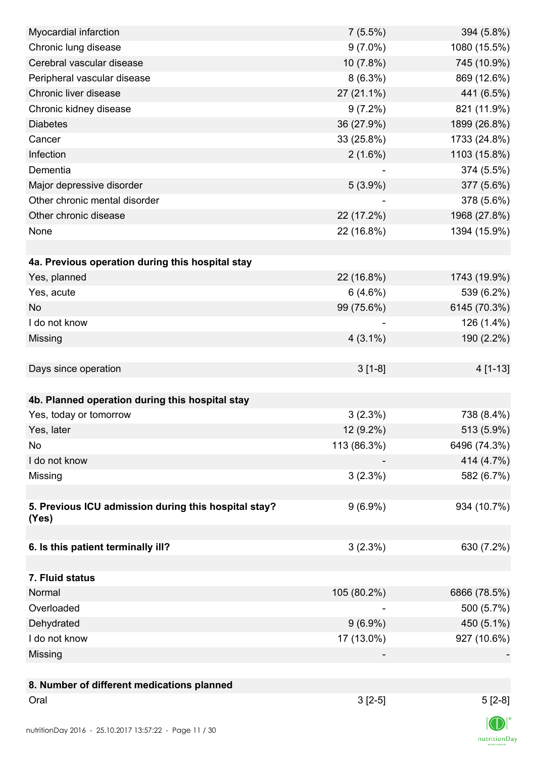| | | |
|---|---|---|
| Myocardial infarction | 7 (5.5%) | 394 (5.8%) |
| Chronic lung disease | 9 (7.0%) | 1080 (15.5%) |
| Cerebral vascular disease | 10 (7.8%) | 745 (10.9%) |
| Peripheral vascular disease | 8 (6.3%) | 869 (12.6%) |
| Chronic liver disease | 27 (21.1%) | 441 (6.5%) |
| Chronic kidney disease | 9 (7.2%) | 821 (11.9%) |
| Diabetes | 36 (27.9%) | 1899 (26.8%) |
| Cancer | 33 (25.8%) | 1733 (24.8%) |
| Infection | 2 (1.6%) | 1103 (15.8%) |
| Dementia | - | 374 (5.5%) |
| Major depressive disorder | 5 (3.9%) | 377 (5.6%) |
| Other chronic mental disorder | - | 378 (5.6%) |
| Other chronic disease | 22 (17.2%) | 1968 (27.8%) |
| None | 22 (16.8%) | 1394 (15.9%) |
| | | |
| **4a. Previous operation during this hospital stay** | | |
| Yes, planned | 22 (16.8%) | 1743 (19.9%) |
| Yes, acute | 6 (4.6%) | 539 (6.2%) |
| No | 99 (75.6%) | 6145 (70.3%) |
| I do not know | - | 126 (1.4%) |
| Missing | 4 (3.1%) | 190 (2.2%) |
| | | |
| Days since operation | 3 [1-8] | 4 [1-13] |
| | | |
| **4b. Planned operation during this hospital stay** | | |
| Yes, today or tomorrow | 3 (2.3%) | 738 (8.4%) |
| Yes, later | 12 (9.2%) | 513 (5.9%) |
| No | 113 (86.3%) | 6496 (74.3%) |
| I do not know | - | 414 (4.7%) |
| Missing | 3 (2.3%) | 582 (6.7%) |
| | | |
| **5. Previous ICU admission during this hospital stay? (Yes)** | 9 (6.9%) | 934 (10.7%) |
| | | |
| **6. Is this patient terminally ill?** | 3 (2.3%) | 630 (7.2%) |
| | | |
| **7. Fluid status** | | |
| Normal | 105 (80.2%) | 6866 (78.5%) |
| Overloaded | - | 500 (5.7%) |
| Dehydrated | 9 (6.9%) | 450 (5.1%) |
| I do not know | 17 (13.0%) | 927 (10.6%) |
| Missing | - | - |
| | | |
| **8. Number of different medications planned** | | |
| Oral | 3 [2-5] | 5 [2-8] |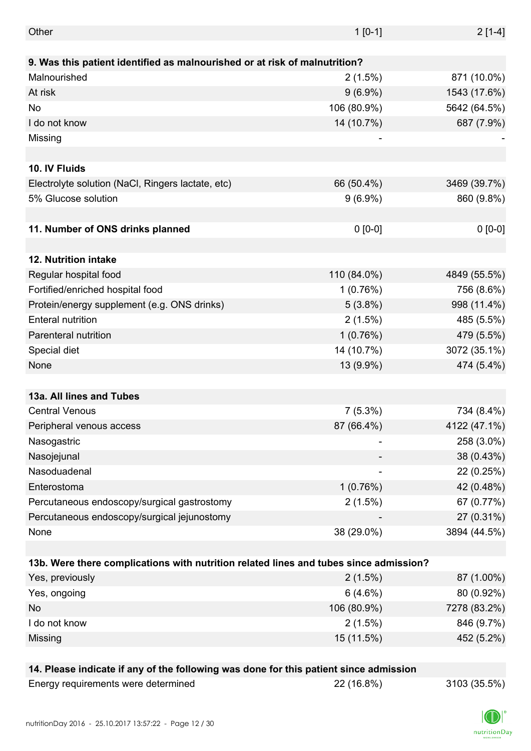| | | |
|---|---|---|
| Other | 1 [0-1] | 2 [1-4] |
| | | |
| **9. Was this patient identified as malnourished or at risk of malnutrition?** | | |
| Malnourished | 2 (1.5%) | 871 (10.0%) |
| At risk | 9 (6.9%) | 1543 (17.6%) |
| No | 106 (80.9%) | 5642 (64.5%) |
| I do not know | 14 (10.7%) | 687 (7.9%) |
| Missing | - | - |
| | | |
| **10. IV Fluids** | | |
| Electrolyte solution (NaCl, Ringers lactate, etc) | 66 (50.4%) | 3469 (39.7%) |
| 5% Glucose solution | 9 (6.9%) | 860 (9.8%) |
| | | |
| **11. Number of ONS drinks planned** | 0 [0-0] | 0 [0-0] |
| | | |
| **12. Nutrition intake** | | |
| Regular hospital food | 110 (84.0%) | 4849 (55.5%) |
| Fortified/enriched hospital food | 1 (0.76%) | 756 (8.6%) |
| Protein/energy supplement (e.g. ONS drinks) | 5 (3.8%) | 998 (11.4%) |
| Enteral nutrition | 2 (1.5%) | 485 (5.5%) |
| Parenteral nutrition | 1 (0.76%) | 479 (5.5%) |
| Special diet | 14 (10.7%) | 3072 (35.1%) |
| None | 13 (9.9%) | 474 (5.4%) |
| | | |
| **13a. All lines and Tubes** | | |
| Central Venous | 7 (5.3%) | 734 (8.4%) |
| Peripheral venous access | 87 (66.4%) | 4122 (47.1%) |
| Nasogastric | - | 258 (3.0%) |
| Nasojejunal | - | 38 (0.43%) |
| Nasoduadenal | - | 22 (0.25%) |
| Enterostoma | 1 (0.76%) | 42 (0.48%) |
| Percutaneous endoscopy/surgical gastrostomy | 2 (1.5%) | 67 (0.77%) |
| Percutaneous endoscopy/surgical jejunostomy | - | 27 (0.31%) |
| None | 38 (29.0%) | 3894 (44.5%) |
| | | |
| **13b. Were there complications with nutrition related lines and tubes since admission?** | | |
| Yes, previously | 2 (1.5%) | 87 (1.00%) |
| Yes, ongoing | 6 (4.6%) | 80 (0.92%) |
| No | 106 (80.9%) | 7278 (83.2%) |
| I do not know | 2 (1.5%) | 846 (9.7%) |
| Missing | 15 (11.5%) | 452 (5.2%) |
| | | |
| **14. Please indicate if any of the following was done for this patient since admission** | | |
| Energy requirements were determined | 22 (16.8%) | 3103 (35.5%) |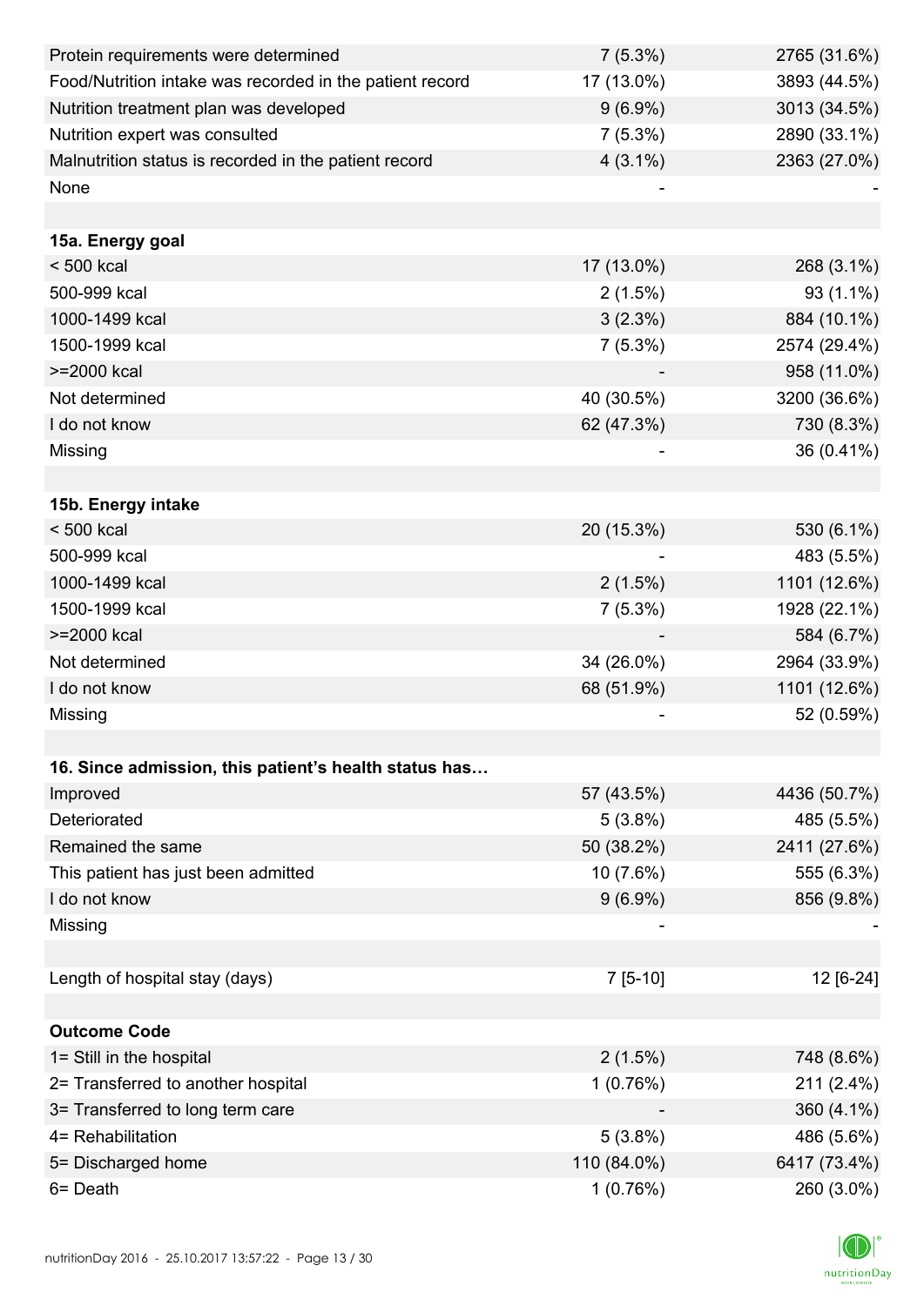| | | |
|---|---|---|
| Protein requirements were determined | 7 (5.3%) | 2765 (31.6%) |
| Food/Nutrition intake was recorded in the patient record | 17 (13.0%) | 3893 (44.5%) |
| Nutrition treatment plan was developed | 9 (6.9%) | 3013 (34.5%) |
| Nutrition expert was consulted | 7 (5.3%) | 2890 (33.1%) |
| Malnutrition status is recorded in the patient record | 4 (3.1%) | 2363 (27.0%) |
| None | - | - |
| | | |
| **15a. Energy goal** | | |
| < 500 kcal | 17 (13.0%) | 268 (3.1%) |
| 500-999 kcal | 2 (1.5%) | 93 (1.1%) |
| 1000-1499 kcal | 3 (2.3%) | 884 (10.1%) |
| 1500-1999 kcal | 7 (5.3%) | 2574 (29.4%) |
| >=2000 kcal | - | 958 (11.0%) |
| Not determined | 40 (30.5%) | 3200 (36.6%) |
| I do not know | 62 (47.3%) | 730 (8.3%) |
| Missing | - | 36 (0.41%) |
| | | |
| **15b. Energy intake** | | |
| < 500 kcal | 20 (15.3%) | 530 (6.1%) |
| 500-999 kcal | - | 483 (5.5%) |
| 1000-1499 kcal | 2 (1.5%) | 1101 (12.6%) |
| 1500-1999 kcal | 7 (5.3%) | 1928 (22.1%) |
| >=2000 kcal | - | 584 (6.7%) |
| Not determined | 34 (26.0%) | 2964 (33.9%) |
| I do not know | 68 (51.9%) | 1101 (12.6%) |
| Missing | - | 52 (0.59%) |
| | | |
| **16. Since admission, this patient's health status has…** | | |
| Improved | 57 (43.5%) | 4436 (50.7%) |
| Deteriorated | 5 (3.8%) | 485 (5.5%) |
| Remained the same | 50 (38.2%) | 2411 (27.6%) |
| This patient has just been admitted | 10 (7.6%) | 555 (6.3%) |
| I do not know | 9 (6.9%) | 856 (9.8%) |
| Missing | - | - |
| | | |
| Length of hospital stay (days) | 7 [5-10] | 12 [6-24] |
| | | |
| **Outcome Code** | | |
| 1= Still in the hospital | 2 (1.5%) | 748 (8.6%) |
| 2= Transferred to another hospital | 1 (0.76%) | 211 (2.4%) |
| 3= Transferred to long term care | - | 360 (4.1%) |
| 4= Rehabilitation | 5 (3.8%) | 486 (5.6%) |
| 5= Discharged home | 110 (84.0%) | 6417 (73.4%) |
| 6= Death | 1 (0.76%) | 260 (3.0%) |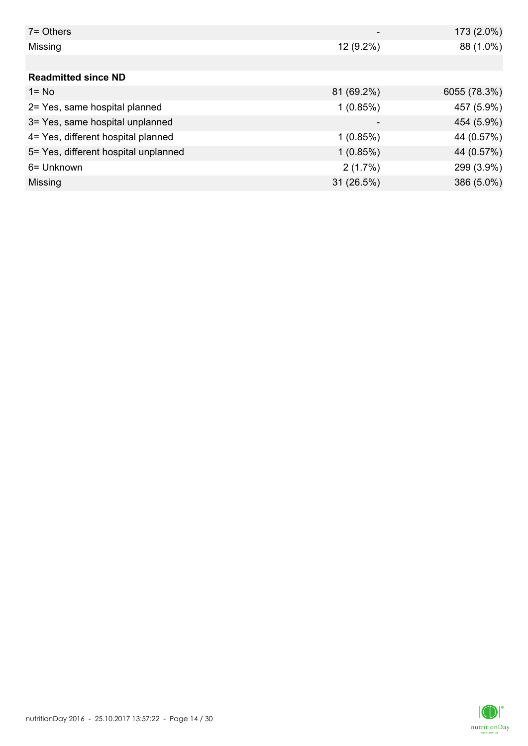| | | |
|---|---|---|
| 7= Others | - | 173 (2.0%) |
| Missing | 12 (9.2%) | 88 (1.0%) |
| | | |
| **Readmitted since ND** | | |
| 1= No | 81 (69.2%) | 6055 (78.3%) |
| 2= Yes, same hospital planned | 1 (0.85%) | 457 (5.9%) |
| 3= Yes, same hospital unplanned | - | 454 (5.9%) |
| 4= Yes, different hospital planned | 1 (0.85%) | 44 (0.57%) |
| 5= Yes, different hospital unplanned | 1 (0.85%) | 44 (0.57%) |
| 6= Unknown | 2 (1.7%) | 299 (3.9%) |
| Missing | 31 (26.5%) | 386 (5.0%) |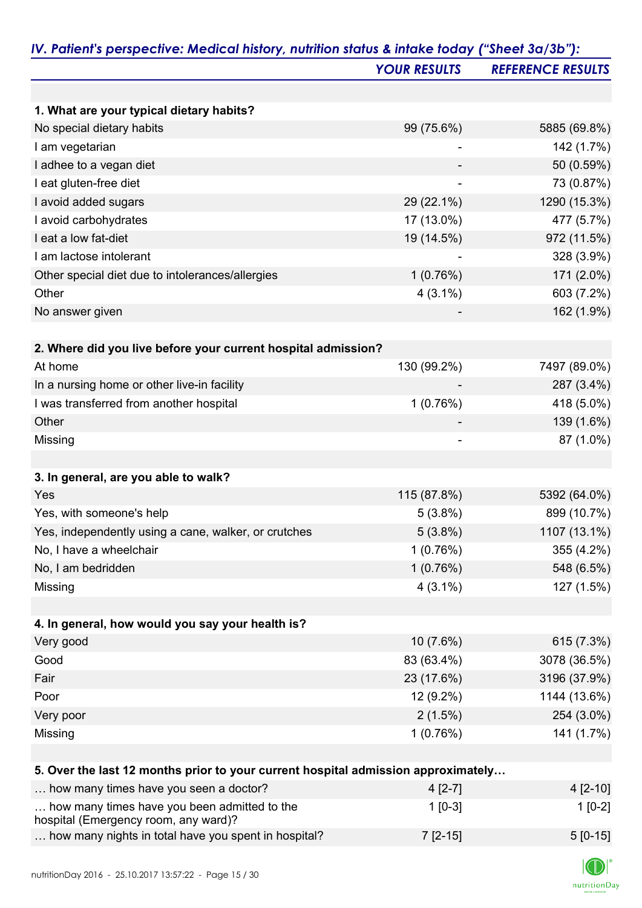## IV. Patient's perspective: Medical history, nutrition status & intake today ("Sheet 3a/3b"):

| | YOUR RESULTS | REFERENCE RESULTS |
|---|---|---|
| **1. What are your typical dietary habits?** | | |
| No special dietary habits | 99 (75.6%) | 5885 (69.8%) |
| I am vegetarian | - | 142 (1.7%) |
| I adhee to a vegan diet | - | 50 (0.59%) |
| I eat gluten-free diet | - | 73 (0.87%) |
| I avoid added sugars | 29 (22.1%) | 1290 (15.3%) |
| I avoid carbohydrates | 17 (13.0%) | 477 (5.7%) |
| I eat a low fat-diet | 19 (14.5%) | 972 (11.5%) |
| I am lactose intolerant | - | 328 (3.9%) |
| Other special diet due to intolerances/allergies | 1 (0.76%) | 171 (2.0%) |
| Other | 4 (3.1%) | 603 (7.2%) |
| No answer given | - | 162 (1.9%) |
| **2. Where did you live before your current hospital admission?** | | |
| At home | 130 (99.2%) | 7497 (89.0%) |
| In a nursing home or other live-in facility | - | 287 (3.4%) |
| I was transferred from another hospital | 1 (0.76%) | 418 (5.0%) |
| Other | - | 139 (1.6%) |
| Missing | - | 87 (1.0%) |
| **3. In general, are you able to walk?** | | |
| Yes | 115 (87.8%) | 5392 (64.0%) |
| Yes, with someone's help | 5 (3.8%) | 899 (10.7%) |
| Yes, independently using a cane, walker, or crutches | 5 (3.8%) | 1107 (13.1%) |
| No, I have a wheelchair | 1 (0.76%) | 355 (4.2%) |
| No, I am bedridden | 1 (0.76%) | 548 (6.5%) |
| Missing | 4 (3.1%) | 127 (1.5%) |
| **4. In general, how would you say your health is?** | | |
| Very good | 10 (7.6%) | 615 (7.3%) |
| Good | 83 (63.4%) | 3078 (36.5%) |
| Fair | 23 (17.6%) | 3196 (37.9%) |
| Poor | 12 (9.2%) | 1144 (13.6%) |
| Very poor | 2 (1.5%) | 254 (3.0%) |
| Missing | 1 (0.76%) | 141 (1.7%) |
| **5. Over the last 12 months prior to your current hospital admission approximately…** | | |
| … how many times have you seen a doctor? | 4 [2-7] | 4 [2-10] |
| … how many times have you been admitted to the hospital (Emergency room, any ward)? | 1 [0-3] | 1 [0-2] |
| … how many nights in total have you spent in hospital? | 7 [2-15] | 5 [0-15] |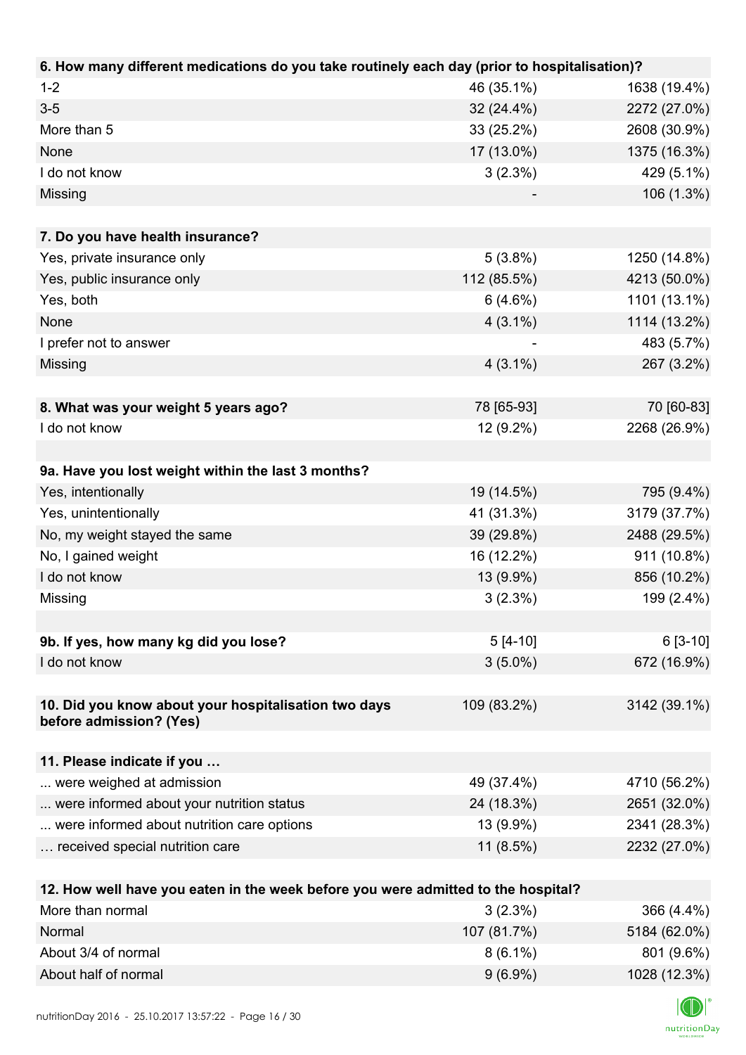| 6. How many different medications do you take routinely each day (prior to hospitalisation)? | | |
|---|---|---|
| 1-2 | 46 (35.1%) | 1638 (19.4%) |
| 3-5 | 32 (24.4%) | 2272 (27.0%) |
| More than 5 | 33 (25.2%) | 2608 (30.9%) |
| None | 17 (13.0%) | 1375 (16.3%) |
| I do not know | 3 (2.3%) | 429 (5.1%) |
| Missing | - | 106 (1.3%) |

| 7. Do you have health insurance? | | |
|---|---|---|
| Yes, private insurance only | 5 (3.8%) | 1250 (14.8%) |
| Yes, public insurance only | 112 (85.5%) | 4213 (50.0%) |
| Yes, both | 6 (4.6%) | 1101 (13.1%) |
| None | 4 (3.1%) | 1114 (13.2%) |
| I prefer not to answer | - | 483 (5.7%) |
| Missing | 4 (3.1%) | 267 (3.2%) |

| 8. What was your weight 5 years ago? | 78 [65-93] | 70 [60-83] |
|---|---|---|
| I do not know | 12 (9.2%) | 2268 (26.9%) |

| 9a. Have you lost weight within the last 3 months? | | |
|---|---|---|
| Yes, intentionally | 19 (14.5%) | 795 (9.4%) |
| Yes, unintentionally | 41 (31.3%) | 3179 (37.7%) |
| No, my weight stayed the same | 39 (29.8%) | 2488 (29.5%) |
| No, I gained weight | 16 (12.2%) | 911 (10.8%) |
| I do not know | 13 (9.9%) | 856 (10.2%) |
| Missing | 3 (2.3%) | 199 (2.4%) |

| 9b. If yes, how many kg did you lose? | 5 [4-10] | 6 [3-10] |
|---|---|---|
| I do not know | 3 (5.0%) | 672 (16.9%) |

| 10. Did you know about your hospitalisation two days before admission? (Yes) | 109 (83.2%) | 3142 (39.1%) |
|---|---|---|

| 11. Please indicate if you … | | |
|---|---|---|
| ... were weighed at admission | 49 (37.4%) | 4710 (56.2%) |
| ... were informed about your nutrition status | 24 (18.3%) | 2651 (32.0%) |
| ... were informed about nutrition care options | 13 (9.9%) | 2341 (28.3%) |
| … received special nutrition care | 11 (8.5%) | 2232 (27.0%) |

| 12. How well have you eaten in the week before you were admitted to the hospital? | | |
|---|---|---|
| More than normal | 3 (2.3%) | 366 (4.4%) |
| Normal | 107 (81.7%) | 5184 (62.0%) |
| About 3/4 of normal | 8 (6.1%) | 801 (9.6%) |
| About half of normal | 9 (6.9%) | 1028 (12.3%) |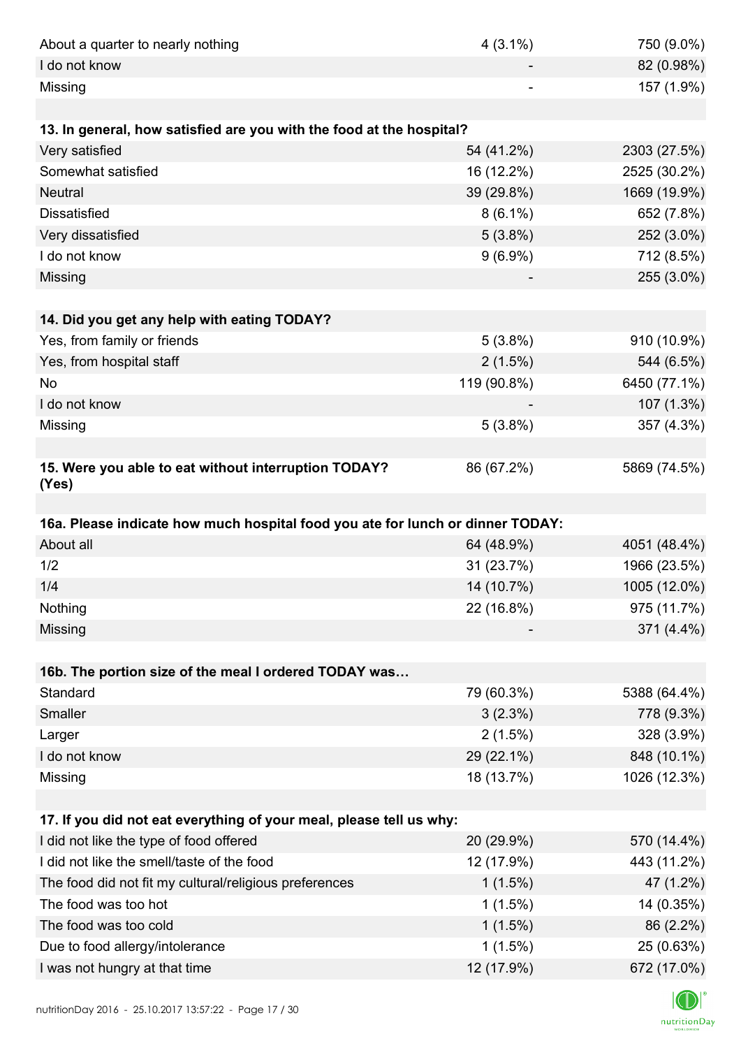| | | |
|---|---|---|
| About a quarter to nearly nothing | 4 (3.1%) | 750 (9.0%) |
| I do not know | - | 82 (0.98%) |
| Missing | - | 157 (1.9%) |

| **13. In general, how satisfied are you with the food at the hospital?** | | |
|---|---|---|
| Very satisfied | 54 (41.2%) | 2303 (27.5%) |
| Somewhat satisfied | 16 (12.2%) | 2525 (30.2%) |
| Neutral | 39 (29.8%) | 1669 (19.9%) |
| Dissatisfied | 8 (6.1%) | 652 (7.8%) |
| Very dissatisfied | 5 (3.8%) | 252 (3.0%) |
| I do not know | 9 (6.9%) | 712 (8.5%) |
| Missing | - | 255 (3.0%) |

| **14. Did you get any help with eating TODAY?** | | |
|---|---|---|
| Yes, from family or friends | 5 (3.8%) | 910 (10.9%) |
| Yes, from hospital staff | 2 (1.5%) | 544 (6.5%) |
| No | 119 (90.8%) | 6450 (77.1%) |
| I do not know | - | 107 (1.3%) |
| Missing | 5 (3.8%) | 357 (4.3%) |

| **15. Were you able to eat without interruption TODAY? (Yes)** | 86 (67.2%) | 5869 (74.5%) |
|---|---|---|

| **16a. Please indicate how much hospital food you ate for lunch or dinner TODAY:** | | |
|---|---|---|
| About all | 64 (48.9%) | 4051 (48.4%) |
| 1/2 | 31 (23.7%) | 1966 (23.5%) |
| 1/4 | 14 (10.7%) | 1005 (12.0%) |
| Nothing | 22 (16.8%) | 975 (11.7%) |
| Missing | - | 371 (4.4%) |

| **16b. The portion size of the meal I ordered TODAY was…** | | |
|---|---|---|
| Standard | 79 (60.3%) | 5388 (64.4%) |
| Smaller | 3 (2.3%) | 778 (9.3%) |
| Larger | 2 (1.5%) | 328 (3.9%) |
| I do not know | 29 (22.1%) | 848 (10.1%) |
| Missing | 18 (13.7%) | 1026 (12.3%) |

| **17. If you did not eat everything of your meal, please tell us why:** | | |
|---|---|---|
| I did not like the type of food offered | 20 (29.9%) | 570 (14.4%) |
| I did not like the smell/taste of the food | 12 (17.9%) | 443 (11.2%) |
| The food did not fit my cultural/religious preferences | 1 (1.5%) | 47 (1.2%) |
| The food was too hot | 1 (1.5%) | 14 (0.35%) |
| The food was too cold | 1 (1.5%) | 86 (2.2%) |
| Due to food allergy/intolerance | 1 (1.5%) | 25 (0.63%) |
| I was not hungry at that time | 12 (17.9%) | 672 (17.0%) |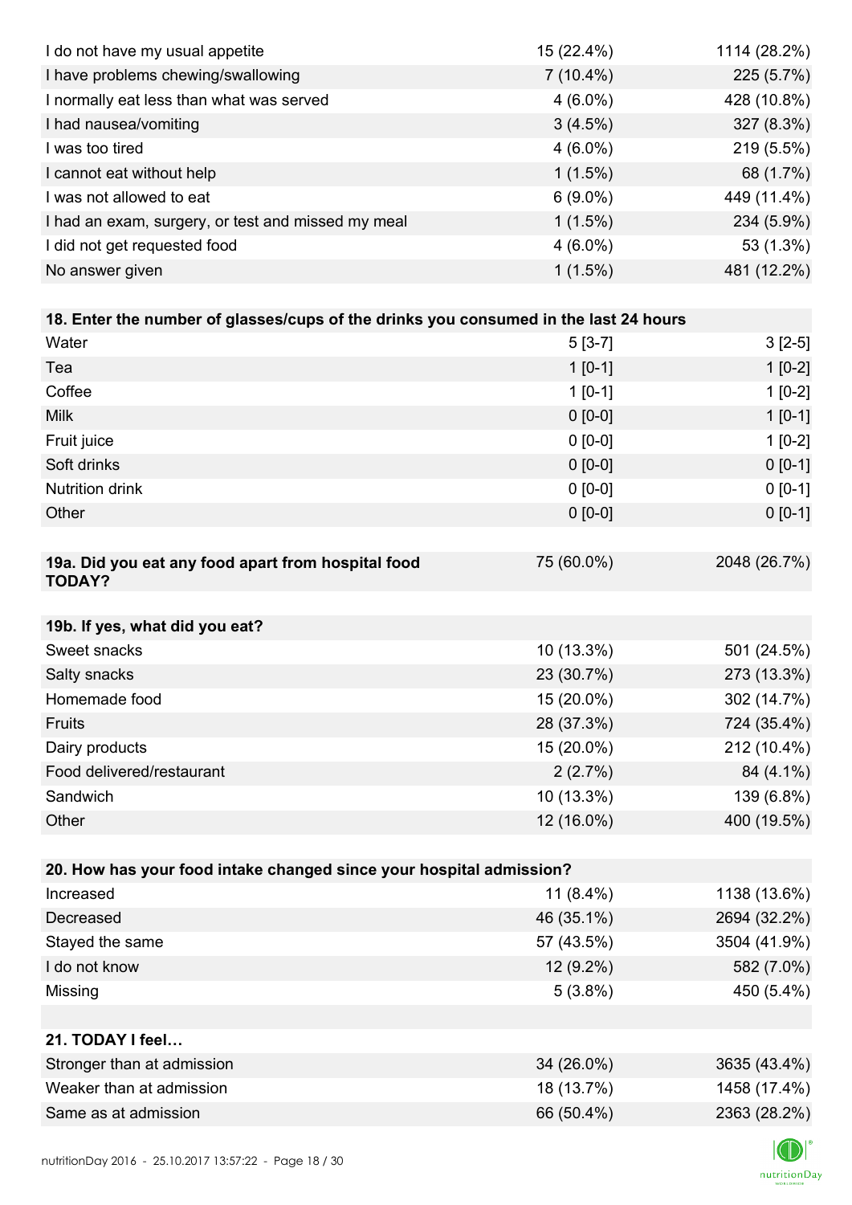| | | |
|---|---|---|
| I do not have my usual appetite | 15 (22.4%) | 1114 (28.2%) |
| I have problems chewing/swallowing | 7 (10.4%) | 225 (5.7%) |
| I normally eat less than what was served | 4 (6.0%) | 428 (10.8%) |
| I had nausea/vomiting | 3 (4.5%) | 327 (8.3%) |
| I was too tired | 4 (6.0%) | 219 (5.5%) |
| I cannot eat without help | 1 (1.5%) | 68 (1.7%) |
| I was not allowed to eat | 6 (9.0%) | 449 (11.4%) |
| I had an exam, surgery, or test and missed my meal | 1 (1.5%) | 234 (5.9%) |
| I did not get requested food | 4 (6.0%) | 53 (1.3%) |
| No answer given | 1 (1.5%) | 481 (12.2%) |

| **18. Enter the number of glasses/cups of the drinks you consumed in the last 24 hours** | | |
|---|---|---|
| Water | 5 [3-7] | 3 [2-5] |
| Tea | 1 [0-1] | 1 [0-2] |
| Coffee | 1 [0-1] | 1 [0-2] |
| Milk | 0 [0-0] | 1 [0-1] |
| Fruit juice | 0 [0-0] | 1 [0-2] |
| Soft drinks | 0 [0-0] | 0 [0-1] |
| Nutrition drink | 0 [0-0] | 0 [0-1] |
| Other | 0 [0-0] | 0 [0-1] |

| **19a. Did you eat any food apart from hospital food TODAY?** | 75 (60.0%) | 2048 (26.7%) |
|---|---|---|

| **19b. If yes, what did you eat?** | | |
|---|---|---|
| Sweet snacks | 10 (13.3%) | 501 (24.5%) |
| Salty snacks | 23 (30.7%) | 273 (13.3%) |
| Homemade food | 15 (20.0%) | 302 (14.7%) |
| Fruits | 28 (37.3%) | 724 (35.4%) |
| Dairy products | 15 (20.0%) | 212 (10.4%) |
| Food delivered/restaurant | 2 (2.7%) | 84 (4.1%) |
| Sandwich | 10 (13.3%) | 139 (6.8%) |
| Other | 12 (16.0%) | 400 (19.5%) |

| **20. How has your food intake changed since your hospital admission?** | | |
|---|---|---|
| Increased | 11 (8.4%) | 1138 (13.6%) |
| Decreased | 46 (35.1%) | 2694 (32.2%) |
| Stayed the same | 57 (43.5%) | 3504 (41.9%) |
| I do not know | 12 (9.2%) | 582 (7.0%) |
| Missing | 5 (3.8%) | 450 (5.4%) |

| **21. TODAY I feel…** | | |
|---|---|---|
| Stronger than at admission | 34 (26.0%) | 3635 (43.4%) |
| Weaker than at admission | 18 (13.7%) | 1458 (17.4%) |
| Same as at admission | 66 (50.4%) | 2363 (28.2%) |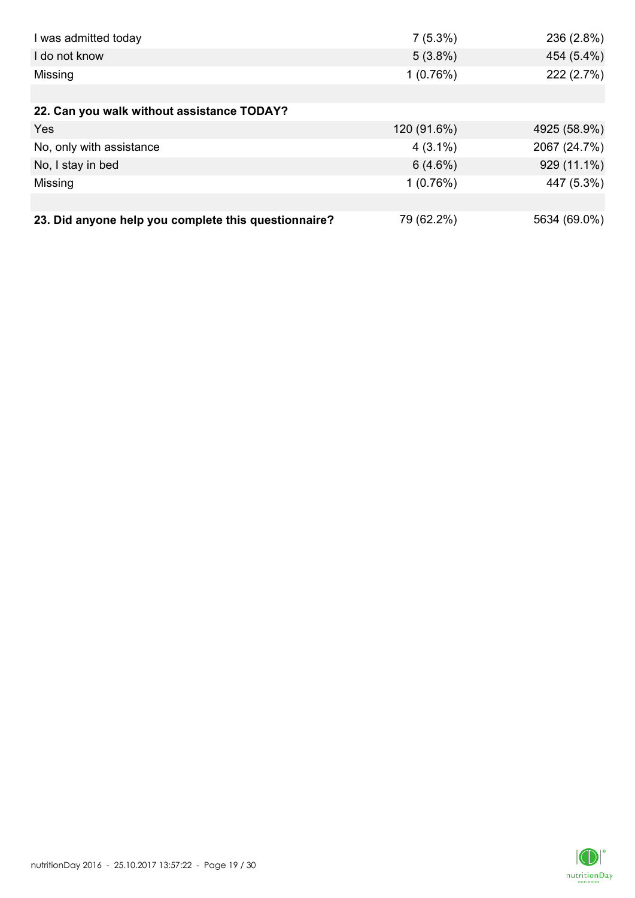| | | |
|---|---|---|
| I was admitted today | 7 (5.3%) | 236 (2.8%) |
| I do not know | 5 (3.8%) | 454 (5.4%) |
| Missing | 1 (0.76%) | 222 (2.7%) |
| | | |
| **22. Can you walk without assistance TODAY?** | | |
| Yes | 120 (91.6%) | 4925 (58.9%) |
| No, only with assistance | 4 (3.1%) | 2067 (24.7%) |
| No, I stay in bed | 6 (4.6%) | 929 (11.1%) |
| Missing | 1 (0.76%) | 447 (5.3%) |
| | | |
| **23. Did anyone help you complete this questionnaire?** | 79 (62.2%) | 5634 (69.0%) |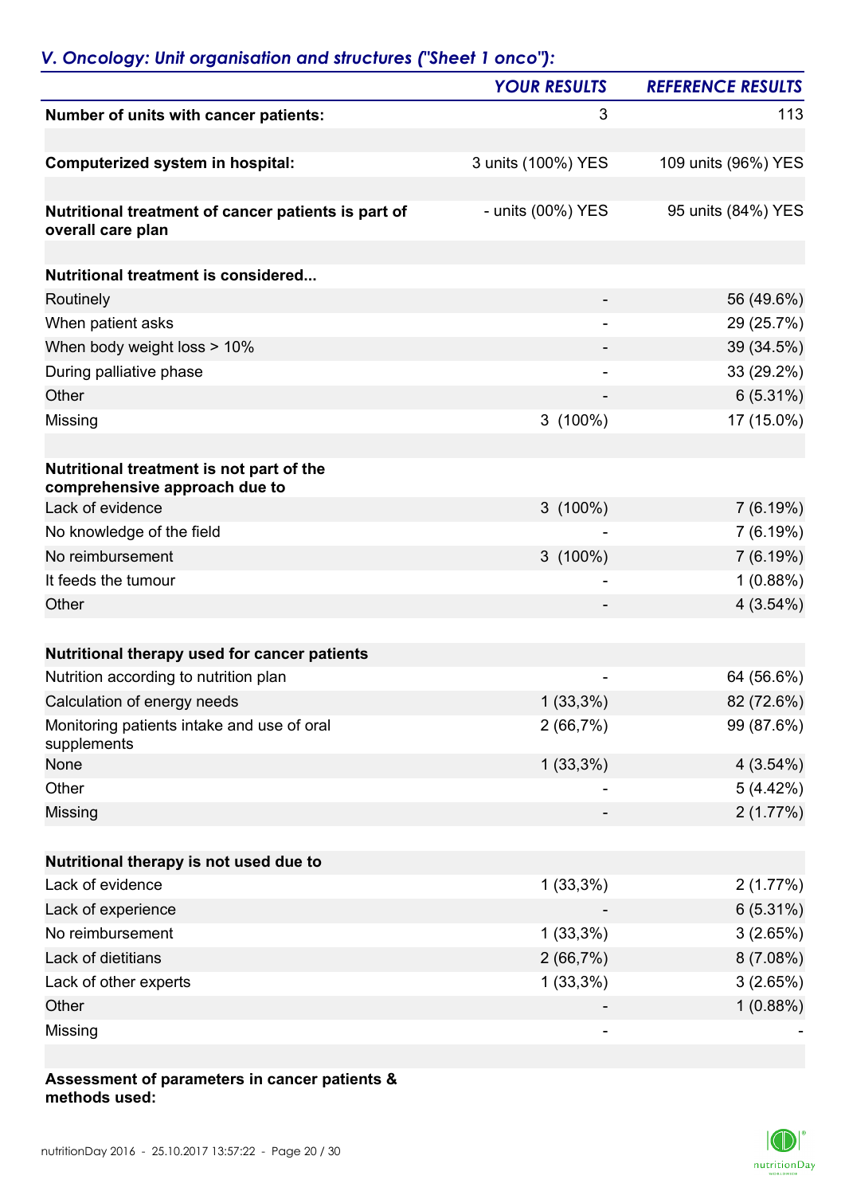## *V. Oncology: Unit organisation and structures ("Sheet 1 onco"):*

| | *YOUR RESULTS* | *REFERENCE RESULTS* |
|---|---|---|
| **Number of units with cancer patients:** | 3 | 113 |
| | | |
| **Computerized system in hospital:** | 3 units (100%) YES | 109 units (96%) YES |
| | | |
| **Nutritional treatment of cancer patients is part of overall care plan** | - units (00%) YES | 95 units (84%) YES |
| | | |
| **Nutritional treatment is considered...** | | |
| Routinely | - | 56 (49.6%) |
| When patient asks | - | 29 (25.7%) |
| When body weight loss > 10% | - | 39 (34.5%) |
| During palliative phase | - | 33 (29.2%) |
| Other | - | 6 (5.31%) |
| Missing | 3 (100%) | 17 (15.0%) |
| | | |
| **Nutritional treatment is not part of the comprehensive approach due to** | | |
| Lack of evidence | 3 (100%) | 7 (6.19%) |
| No knowledge of the field | - | 7 (6.19%) |
| No reimbursement | 3 (100%) | 7 (6.19%) |
| It feeds the tumour | - | 1 (0.88%) |
| Other | - | 4 (3.54%) |
| | | |
| **Nutritional therapy used for cancer patients** | | |
| Nutrition according to nutrition plan | - | 64 (56.6%) |
| Calculation of energy needs | 1 (33,3%) | 82 (72.6%) |
| Monitoring patients intake and use of oral supplements | 2 (66,7%) | 99 (87.6%) |
| None | 1 (33,3%) | 4 (3.54%) |
| Other | - | 5 (4.42%) |
| Missing | - | 2 (1.77%) |
| | | |
| **Nutritional therapy is not used due to** | | |
| Lack of evidence | 1 (33,3%) | 2 (1.77%) |
| Lack of experience | - | 6 (5.31%) |
| No reimbursement | 1 (33,3%) | 3 (2.65%) |
| Lack of dietitians | 2 (66,7%) | 8 (7.08%) |
| Lack of other experts | 1 (33,3%) | 3 (2.65%) |
| Other | - | 1 (0.88%) |
| Missing | - | - |

**Assessment of parameters in cancer patients & methods used:**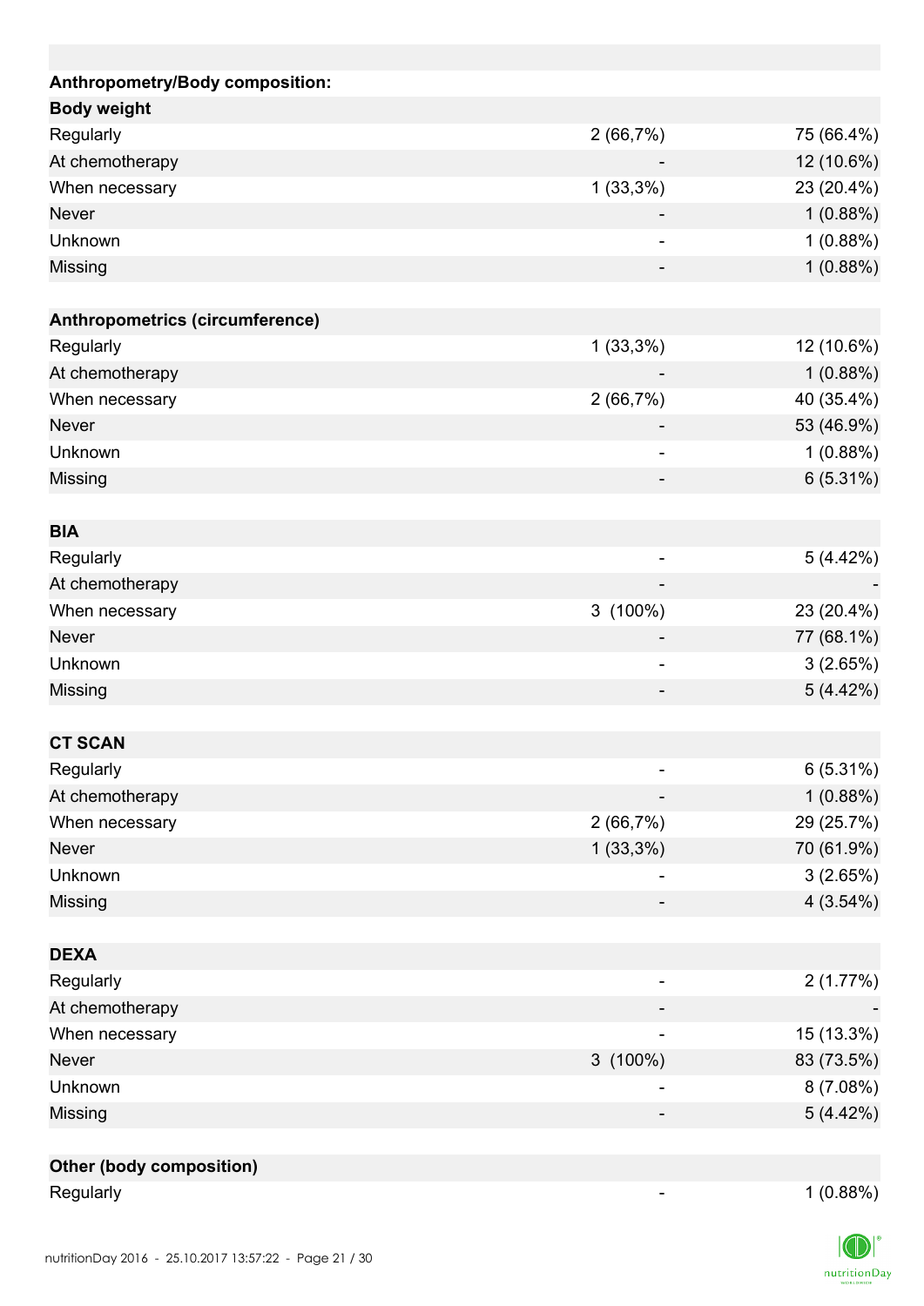| Anthropometry/Body composition: | | |
|---|---|---|
| **Body weight** | | |
| Regularly | 2 (66,7%) | 75 (66.4%) |
| At chemotherapy | - | 12 (10.6%) |
| When necessary | 1 (33,3%) | 23 (20.4%) |
| Never | - | 1 (0.88%) |
| Unknown | - | 1 (0.88%) |
| Missing | - | 1 (0.88%) |
| | | |
| **Anthropometrics (circumference)** | | |
| Regularly | 1 (33,3%) | 12 (10.6%) |
| At chemotherapy | - | 1 (0.88%) |
| When necessary | 2 (66,7%) | 40 (35.4%) |
| Never | - | 53 (46.9%) |
| Unknown | - | 1 (0.88%) |
| Missing | - | 6 (5.31%) |
| | | |
| **BIA** | | |
| Regularly | - | 5 (4.42%) |
| At chemotherapy | - | - |
| When necessary | 3 (100%) | 23 (20.4%) |
| Never | - | 77 (68.1%) |
| Unknown | - | 3 (2.65%) |
| Missing | - | 5 (4.42%) |
| | | |
| **CT SCAN** | | |
| Regularly | - | 6 (5.31%) |
| At chemotherapy | - | 1 (0.88%) |
| When necessary | 2 (66,7%) | 29 (25.7%) |
| Never | 1 (33,3%) | 70 (61.9%) |
| Unknown | - | 3 (2.65%) |
| Missing | - | 4 (3.54%) |
| | | |
| **DEXA** | | |
| Regularly | - | 2 (1.77%) |
| At chemotherapy | - | - |
| When necessary | - | 15 (13.3%) |
| Never | 3 (100%) | 83 (73.5%) |
| Unknown | - | 8 (7.08%) |
| Missing | - | 5 (4.42%) |
| | | |
| **Other (body composition)** | | |
| Regularly | - | 1 (0.88%) |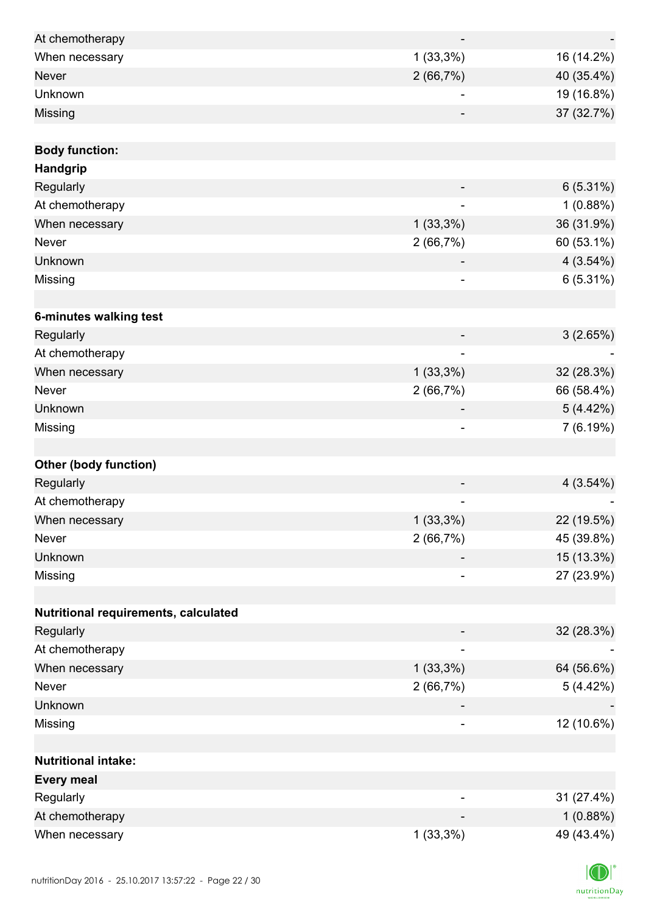| | | |
|---|---|---|
| At chemotherapy | - | - |
| When necessary | 1 (33,3%) | 16 (14.2%) |
| Never | 2 (66,7%) | 40 (35.4%) |
| Unknown | - | 19 (16.8%) |
| Missing | - | 37 (32.7%) |
| | | |
| **Body function:** | | |
| **Handgrip** | | |
| Regularly | - | 6 (5.31%) |
| At chemotherapy | - | 1 (0.88%) |
| When necessary | 1 (33,3%) | 36 (31.9%) |
| Never | 2 (66,7%) | 60 (53.1%) |
| Unknown | - | 4 (3.54%) |
| Missing | - | 6 (5.31%) |
| | | |
| **6-minutes walking test** | | |
| Regularly | - | 3 (2.65%) |
| At chemotherapy | - | - |
| When necessary | 1 (33,3%) | 32 (28.3%) |
| Never | 2 (66,7%) | 66 (58.4%) |
| Unknown | - | 5 (4.42%) |
| Missing | - | 7 (6.19%) |
| | | |
| **Other (body function)** | | |
| Regularly | - | 4 (3.54%) |
| At chemotherapy | - | - |
| When necessary | 1 (33,3%) | 22 (19.5%) |
| Never | 2 (66,7%) | 45 (39.8%) |
| Unknown | - | 15 (13.3%) |
| Missing | - | 27 (23.9%) |
| | | |
| **Nutritional requirements, calculated** | | |
| Regularly | - | 32 (28.3%) |
| At chemotherapy | - | - |
| When necessary | 1 (33,3%) | 64 (56.6%) |
| Never | 2 (66,7%) | 5 (4.42%) |
| Unknown | - | - |
| Missing | - | 12 (10.6%) |
| | | |
| **Nutritional intake:** | | |
| **Every meal** | | |
| Regularly | - | 31 (27.4%) |
| At chemotherapy | - | 1 (0.88%) |
| When necessary | 1 (33,3%) | 49 (43.4%) |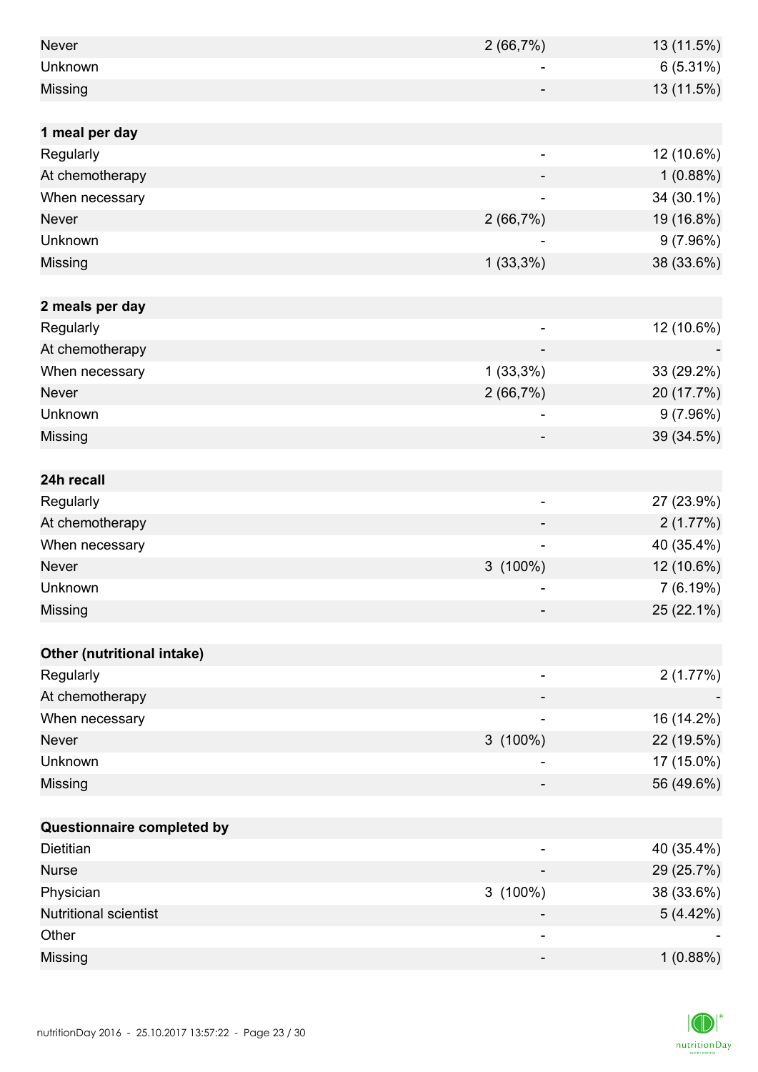| | | |
|---|---|---|
| Never | 2 (66,7%) | 13 (11.5%) |
| Unknown | - | 6 (5.31%) |
| Missing | - | 13 (11.5%) |
| | | |
| **1 meal per day** | | |
| Regularly | - | 12 (10.6%) |
| At chemotherapy | - | 1 (0.88%) |
| When necessary | - | 34 (30.1%) |
| Never | 2 (66,7%) | 19 (16.8%) |
| Unknown | - | 9 (7.96%) |
| Missing | 1 (33,3%) | 38 (33.6%) |
| | | |
| **2 meals per day** | | |
| Regularly | - | 12 (10.6%) |
| At chemotherapy | - | - |
| When necessary | 1 (33,3%) | 33 (29.2%) |
| Never | 2 (66,7%) | 20 (17.7%) |
| Unknown | - | 9 (7.96%) |
| Missing | - | 39 (34.5%) |
| | | |
| **24h recall** | | |
| Regularly | - | 27 (23.9%) |
| At chemotherapy | - | 2 (1.77%) |
| When necessary | - | 40 (35.4%) |
| Never | 3 (100%) | 12 (10.6%) |
| Unknown | - | 7 (6.19%) |
| Missing | - | 25 (22.1%) |
| | | |
| **Other (nutritional intake)** | | |
| Regularly | - | 2 (1.77%) |
| At chemotherapy | - | - |
| When necessary | - | 16 (14.2%) |
| Never | 3 (100%) | 22 (19.5%) |
| Unknown | - | 17 (15.0%) |
| Missing | - | 56 (49.6%) |
| | | |
| **Questionnaire completed by** | | |
| Dietitian | - | 40 (35.4%) |
| Nurse | - | 29 (25.7%) |
| Physician | 3 (100%) | 38 (33.6%) |
| Nutritional scientist | - | 5 (4.42%) |
| Other | - | - |
| Missing | - | 1 (0.88%) |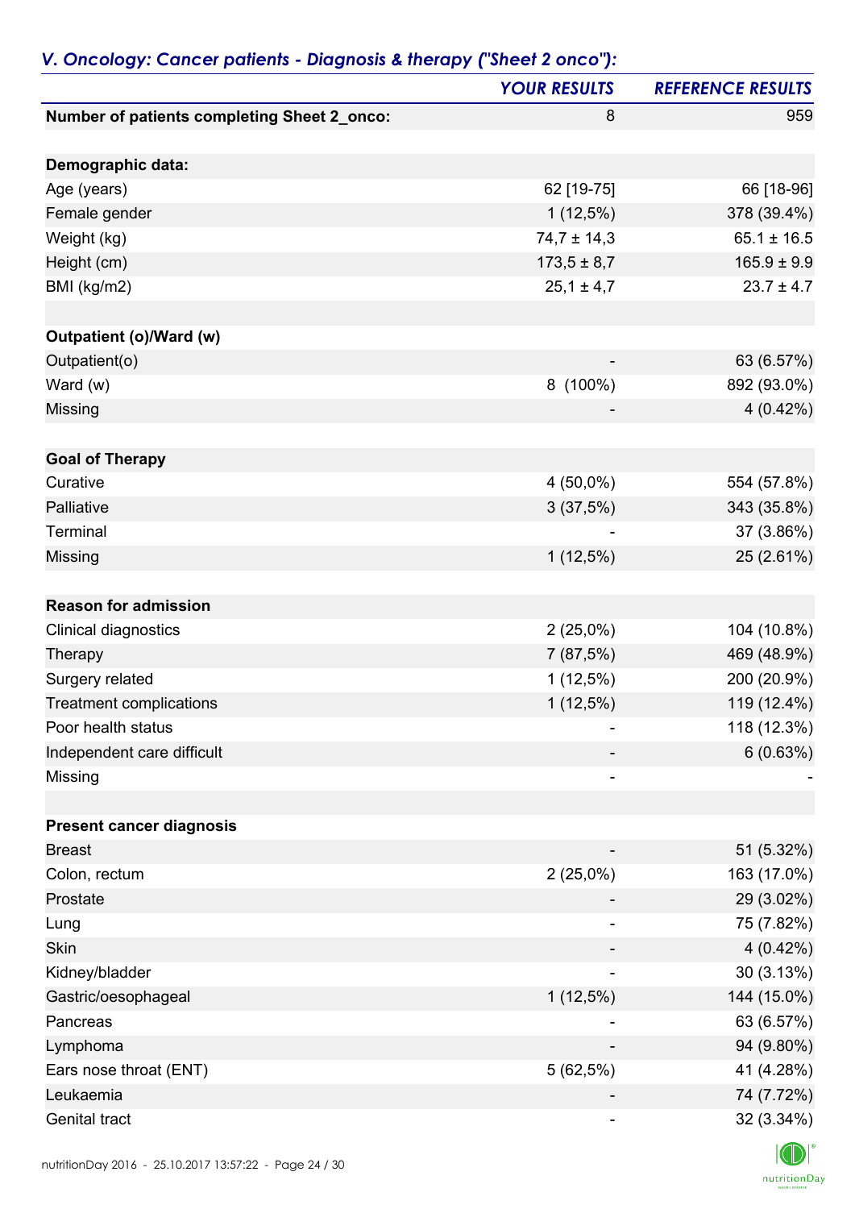## *V. Oncology: Cancer patients - Diagnosis & therapy ("Sheet 2 onco"):*

| | YOUR RESULTS | REFERENCE RESULTS |
|---|---|---|
| **Number of patients completing Sheet 2_onco:** | 8 | 959 |
| | | |
| **Demographic data:** | | |
| Age (years) | 62 [19-75] | 66 [18-96] |
| Female gender | 1 (12,5%) | 378 (39.4%) |
| Weight (kg) | 74,7 ± 14,3 | 65.1 ± 16.5 |
| Height (cm) | 173,5 ± 8,7 | 165.9 ± 9.9 |
| BMI (kg/m2) | 25,1 ± 4,7 | 23.7 ± 4.7 |
| | | |
| **Outpatient (o)/Ward (w)** | | |
| Outpatient(o) | - | 63 (6.57%) |
| Ward (w) | 8 (100%) | 892 (93.0%) |
| Missing | - | 4 (0.42%) |
| | | |
| **Goal of Therapy** | | |
| Curative | 4 (50,0%) | 554 (57.8%) |
| Palliative | 3 (37,5%) | 343 (35.8%) |
| Terminal | - | 37 (3.86%) |
| Missing | 1 (12,5%) | 25 (2.61%) |
| | | |
| **Reason for admission** | | |
| Clinical diagnostics | 2 (25,0%) | 104 (10.8%) |
| Therapy | 7 (87,5%) | 469 (48.9%) |
| Surgery related | 1 (12,5%) | 200 (20.9%) |
| Treatment complications | 1 (12,5%) | 119 (12.4%) |
| Poor health status | - | 118 (12.3%) |
| Independent care difficult | - | 6 (0.63%) |
| Missing | - | - |
| | | |
| **Present cancer diagnosis** | | |
| Breast | - | 51 (5.32%) |
| Colon, rectum | 2 (25,0%) | 163 (17.0%) |
| Prostate | - | 29 (3.02%) |
| Lung | - | 75 (7.82%) |
| Skin | - | 4 (0.42%) |
| Kidney/bladder | - | 30 (3.13%) |
| Gastric/oesophageal | 1 (12,5%) | 144 (15.0%) |
| Pancreas | - | 63 (6.57%) |
| Lymphoma | - | 94 (9.80%) |
| Ears nose throat (ENT) | 5 (62,5%) | 41 (4.28%) |
| Leukaemia | - | 74 (7.72%) |
| Genital tract | - | 32 (3.34%) |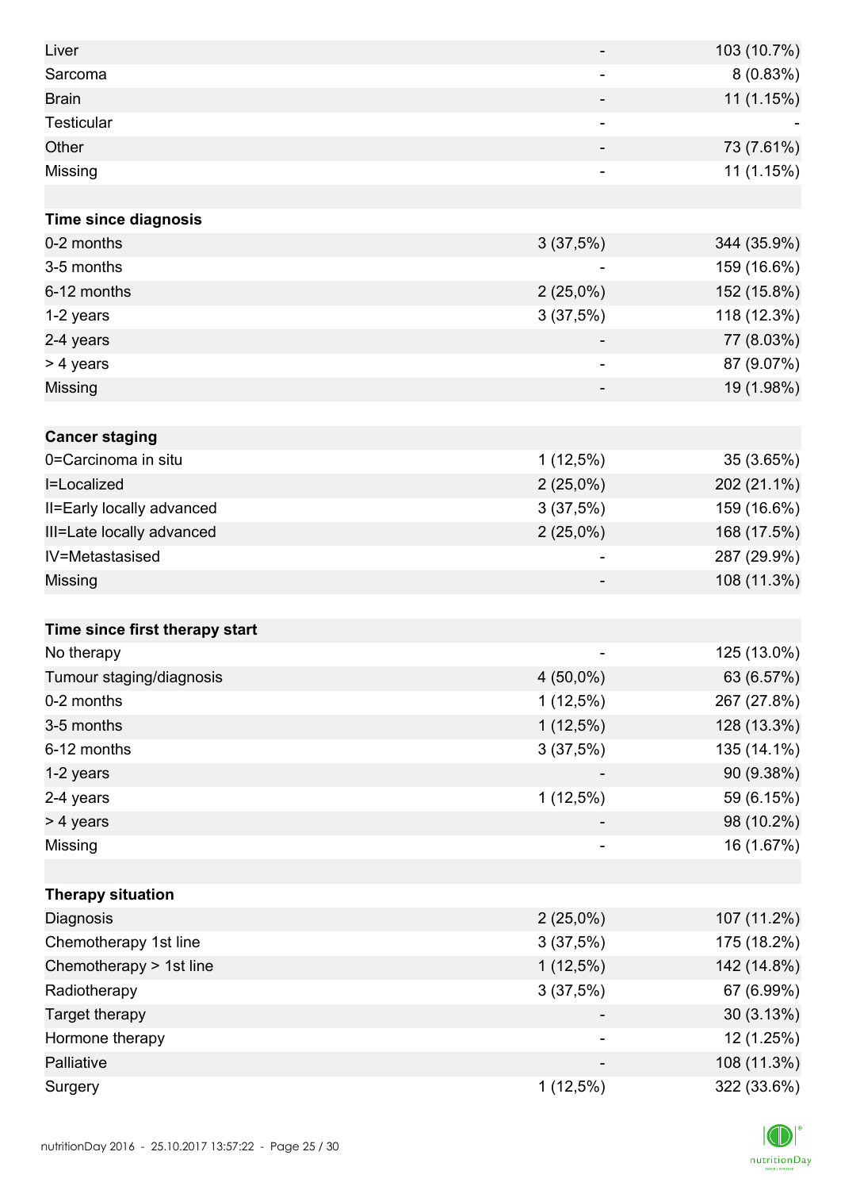| | | |
|---|---|---|
| Liver | - | 103 (10.7%) |
| Sarcoma | - | 8 (0.83%) |
| Brain | - | 11 (1.15%) |
| Testicular | - | - |
| Other | - | 73 (7.61%) |
| Missing | - | 11 (1.15%) |
| | | |
| **Time since diagnosis** | | |
| 0-2 months | 3 (37,5%) | 344 (35.9%) |
| 3-5 months | - | 159 (16.6%) |
| 6-12 months | 2 (25,0%) | 152 (15.8%) |
| 1-2 years | 3 (37,5%) | 118 (12.3%) |
| 2-4 years | - | 77 (8.03%) |
| > 4 years | - | 87 (9.07%) |
| Missing | - | 19 (1.98%) |
| | | |
| **Cancer staging** | | |
| 0=Carcinoma in situ | 1 (12,5%) | 35 (3.65%) |
| I=Localized | 2 (25,0%) | 202 (21.1%) |
| II=Early locally advanced | 3 (37,5%) | 159 (16.6%) |
| III=Late locally advanced | 2 (25,0%) | 168 (17.5%) |
| IV=Metastasised | - | 287 (29.9%) |
| Missing | - | 108 (11.3%) |
| | | |
| **Time since first therapy start** | | |
| No therapy | - | 125 (13.0%) |
| Tumour staging/diagnosis | 4 (50,0%) | 63 (6.57%) |
| 0-2 months | 1 (12,5%) | 267 (27.8%) |
| 3-5 months | 1 (12,5%) | 128 (13.3%) |
| 6-12 months | 3 (37,5%) | 135 (14.1%) |
| 1-2 years | - | 90 (9.38%) |
| 2-4 years | 1 (12,5%) | 59 (6.15%) |
| > 4 years | - | 98 (10.2%) |
| Missing | - | 16 (1.67%) |
| | | |
| **Therapy situation** | | |
| Diagnosis | 2 (25,0%) | 107 (11.2%) |
| Chemotherapy 1st line | 3 (37,5%) | 175 (18.2%) |
| Chemotherapy > 1st line | 1 (12,5%) | 142 (14.8%) |
| Radiotherapy | 3 (37,5%) | 67 (6.99%) |
| Target therapy | - | 30 (3.13%) |
| Hormone therapy | - | 12 (1.25%) |
| Palliative | - | 108 (11.3%) |
| Surgery | 1 (12,5%) | 322 (33.6%) |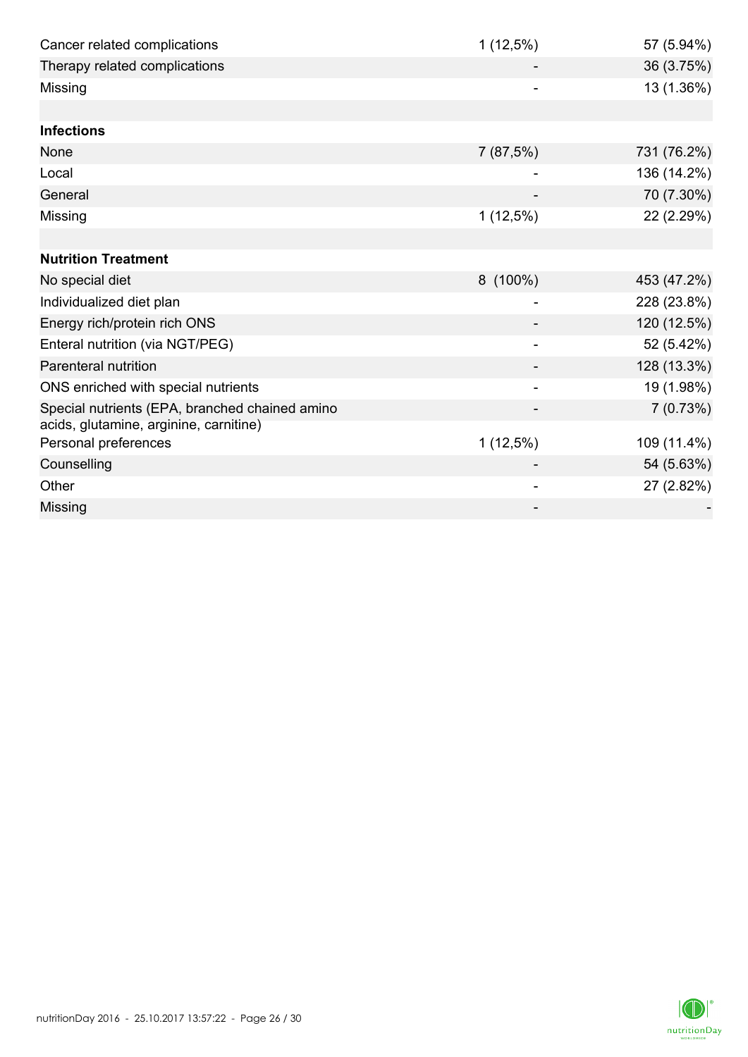| | | |
|---|---|---|
| Cancer related complications | 1 (12,5%) | 57 (5.94%) |
| Therapy related complications | - | 36 (3.75%) |
| Missing | - | 13 (1.36%) |
| | | |
| **Infections** | | |
| None | 7 (87,5%) | 731 (76.2%) |
| Local | - | 136 (14.2%) |
| General | - | 70 (7.30%) |
| Missing | 1 (12,5%) | 22 (2.29%) |
| | | |
| **Nutrition Treatment** | | |
| No special diet | 8 (100%) | 453 (47.2%) |
| Individualized diet plan | - | 228 (23.8%) |
| Energy rich/protein rich ONS | - | 120 (12.5%) |
| Enteral nutrition (via NGT/PEG) | - | 52 (5.42%) |
| Parenteral nutrition | - | 128 (13.3%) |
| ONS enriched with special nutrients | - | 19 (1.98%) |
| Special nutrients (EPA, branched chained amino acids, glutamine, arginine, carnitine) | - | 7 (0.73%) |
| Personal preferences | 1 (12,5%) | 109 (11.4%) |
| Counselling | - | 54 (5.63%) |
| Other | - | 27 (2.82%) |
| Missing | - | - |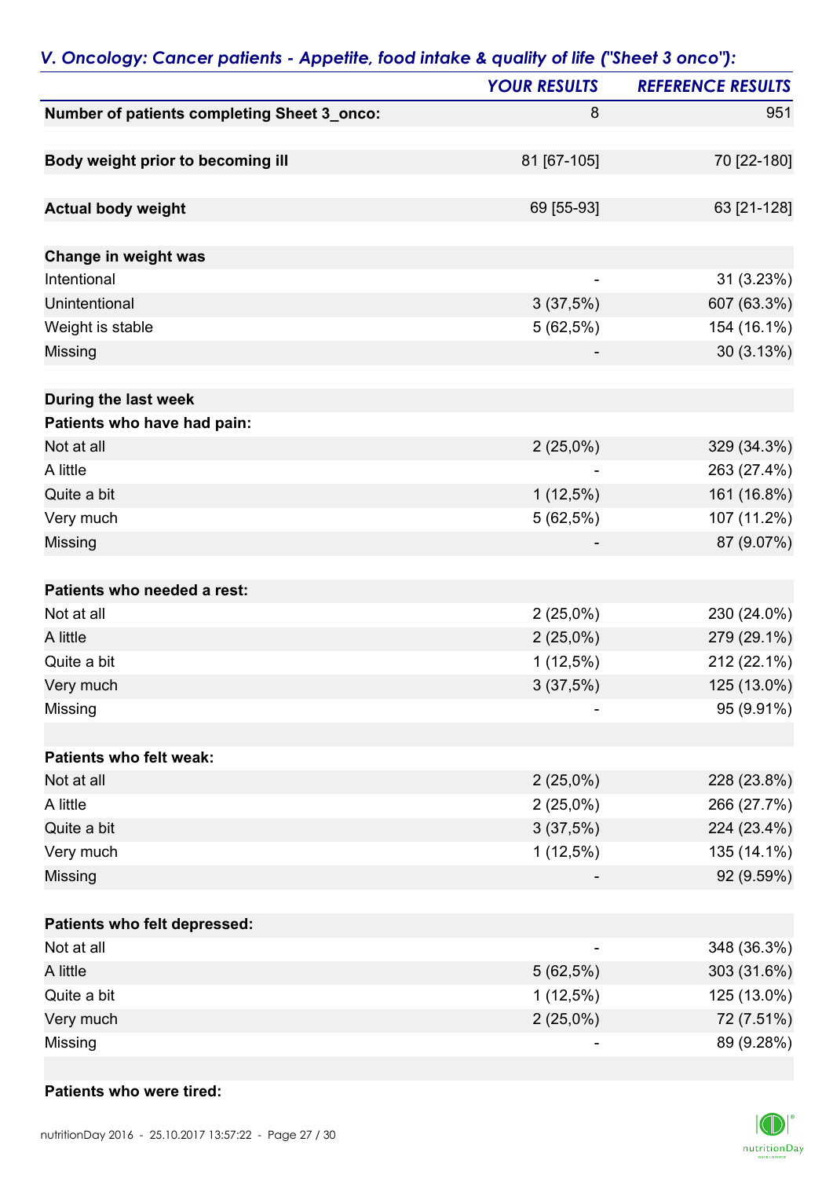## *V. Oncology: Cancer patients - Appetite, food intake & quality of life ("Sheet 3 onco"):*

| | *YOUR RESULTS* | *REFERENCE RESULTS* |
|---|---|---|
| **Number of patients completing Sheet 3_onco:** | 8 | 951 |
| | | |
| **Body weight prior to becoming ill** | 81 [67-105] | 70 [22-180] |
| | | |
| **Actual body weight** | 69 [55-93] | 63 [21-128] |
| | | |
| **Change in weight was** | | |
| Intentional | - | 31 (3.23%) |
| Unintentional | 3 (37,5%) | 607 (63.3%) |
| Weight is stable | 5 (62,5%) | 154 (16.1%) |
| Missing | - | 30 (3.13%) |
| | | |
| **During the last week** | | |
| **Patients who have had pain:** | | |
| Not at all | 2 (25,0%) | 329 (34.3%) |
| A little | - | 263 (27.4%) |
| Quite a bit | 1 (12,5%) | 161 (16.8%) |
| Very much | 5 (62,5%) | 107 (11.2%) |
| Missing | - | 87 (9.07%) |
| | | |
| **Patients who needed a rest:** | | |
| Not at all | 2 (25,0%) | 230 (24.0%) |
| A little | 2 (25,0%) | 279 (29.1%) |
| Quite a bit | 1 (12,5%) | 212 (22.1%) |
| Very much | 3 (37,5%) | 125 (13.0%) |
| Missing | - | 95 (9.91%) |
| | | |
| **Patients who felt weak:** | | |
| Not at all | 2 (25,0%) | 228 (23.8%) |
| A little | 2 (25,0%) | 266 (27.7%) |
| Quite a bit | 3 (37,5%) | 224 (23.4%) |
| Very much | 1 (12,5%) | 135 (14.1%) |
| Missing | - | 92 (9.59%) |
| | | |
| **Patients who felt depressed:** | | |
| Not at all | - | 348 (36.3%) |
| A little | 5 (62,5%) | 303 (31.6%) |
| Quite a bit | 1 (12,5%) | 125 (13.0%) |
| Very much | 2 (25,0%) | 72 (7.51%) |
| Missing | - | 89 (9.28%) |
| | | |
| **Patients who were tired:** | | |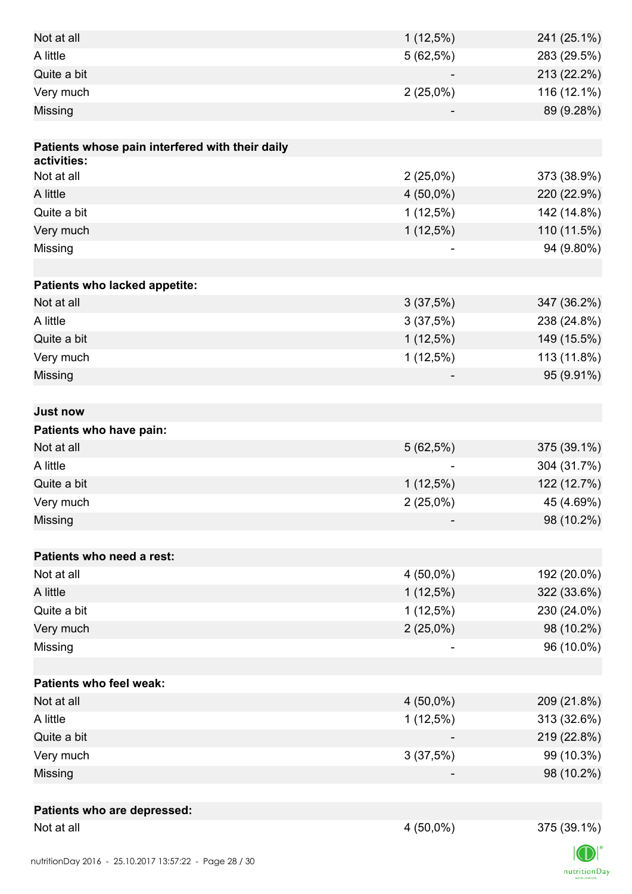| | | |
|---|---|---|
| Not at all | 1 (12,5%) | 241 (25.1%) |
| A little | 5 (62,5%) | 283 (29.5%) |
| Quite a bit | - | 213 (22.2%) |
| Very much | 2 (25,0%) | 116 (12.1%) |
| Missing | - | 89 (9.28%) |
| | | |
| **Patients whose pain interfered with their daily activities:** | | |
| Not at all | 2 (25,0%) | 373 (38.9%) |
| A little | 4 (50,0%) | 220 (22.9%) |
| Quite a bit | 1 (12,5%) | 142 (14.8%) |
| Very much | 1 (12,5%) | 110 (11.5%) |
| Missing | - | 94 (9.80%) |
| | | |
| **Patients who lacked appetite:** | | |
| Not at all | 3 (37,5%) | 347 (36.2%) |
| A little | 3 (37,5%) | 238 (24.8%) |
| Quite a bit | 1 (12,5%) | 149 (15.5%) |
| Very much | 1 (12,5%) | 113 (11.8%) |
| Missing | - | 95 (9.91%) |
| | | |
| **Just now** | | |
| **Patients who have pain:** | | |
| Not at all | 5 (62,5%) | 375 (39.1%) |
| A little | - | 304 (31.7%) |
| Quite a bit | 1 (12,5%) | 122 (12.7%) |
| Very much | 2 (25,0%) | 45 (4.69%) |
| Missing | - | 98 (10.2%) |
| | | |
| **Patients who need a rest:** | | |
| Not at all | 4 (50,0%) | 192 (20.0%) |
| A little | 1 (12,5%) | 322 (33.6%) |
| Quite a bit | 1 (12,5%) | 230 (24.0%) |
| Very much | 2 (25,0%) | 98 (10.2%) |
| Missing | - | 96 (10.0%) |
| | | |
| **Patients who feel weak:** | | |
| Not at all | 4 (50,0%) | 209 (21.8%) |
| A little | 1 (12,5%) | 313 (32.6%) |
| Quite a bit | - | 219 (22.8%) |
| Very much | 3 (37,5%) | 99 (10.3%) |
| Missing | - | 98 (10.2%) |
| | | |
| **Patients who are depressed:** | | |
| Not at all | 4 (50,0%) | 375 (39.1%) |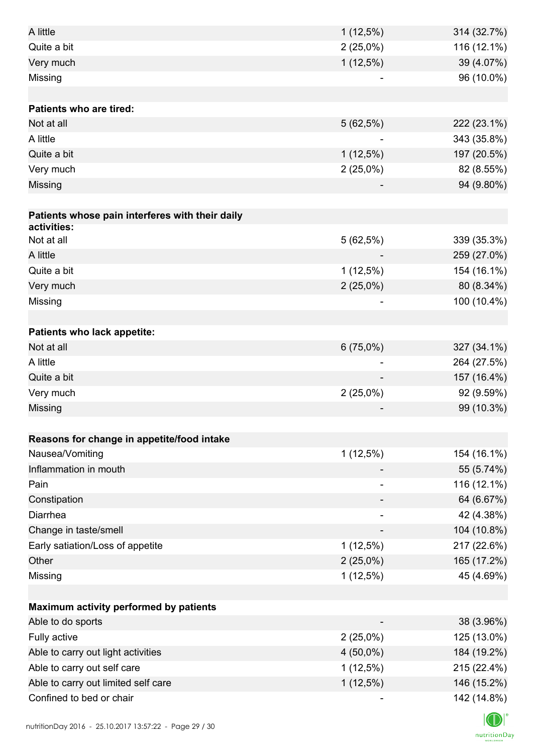| | | |
|---|---|---|
| A little | 1 (12,5%) | 314 (32.7%) |
| Quite a bit | 2 (25,0%) | 116 (12.1%) |
| Very much | 1 (12,5%) | 39 (4.07%) |
| Missing | - | 96 (10.0%) |
| | | |
| **Patients who are tired:** | | |
| Not at all | 5 (62,5%) | 222 (23.1%) |
| A little | - | 343 (35.8%) |
| Quite a bit | 1 (12,5%) | 197 (20.5%) |
| Very much | 2 (25,0%) | 82 (8.55%) |
| Missing | - | 94 (9.80%) |
| | | |
| **Patients whose pain interferes with their daily activities:** | | |
| Not at all | 5 (62,5%) | 339 (35.3%) |
| A little | - | 259 (27.0%) |
| Quite a bit | 1 (12,5%) | 154 (16.1%) |
| Very much | 2 (25,0%) | 80 (8.34%) |
| Missing | - | 100 (10.4%) |
| | | |
| **Patients who lack appetite:** | | |
| Not at all | 6 (75,0%) | 327 (34.1%) |
| A little | - | 264 (27.5%) |
| Quite a bit | - | 157 (16.4%) |
| Very much | 2 (25,0%) | 92 (9.59%) |
| Missing | - | 99 (10.3%) |
| | | |
| **Reasons for change in appetite/food intake** | | |
| Nausea/Vomiting | 1 (12,5%) | 154 (16.1%) |
| Inflammation in mouth | - | 55 (5.74%) |
| Pain | - | 116 (12.1%) |
| Constipation | - | 64 (6.67%) |
| Diarrhea | - | 42 (4.38%) |
| Change in taste/smell | - | 104 (10.8%) |
| Early satiation/Loss of appetite | 1 (12,5%) | 217 (22.6%) |
| Other | 2 (25,0%) | 165 (17.2%) |
| Missing | 1 (12,5%) | 45 (4.69%) |
| | | |
| **Maximum activity performed by patients** | | |
| Able to do sports | - | 38 (3.96%) |
| Fully active | 2 (25,0%) | 125 (13.0%) |
| Able to carry out light activities | 4 (50,0%) | 184 (19.2%) |
| Able to carry out self care | 1 (12,5%) | 215 (22.4%) |
| Able to carry out limited self care | 1 (12,5%) | 146 (15.2%) |
| Confined to bed or chair | - | 142 (14.8%) |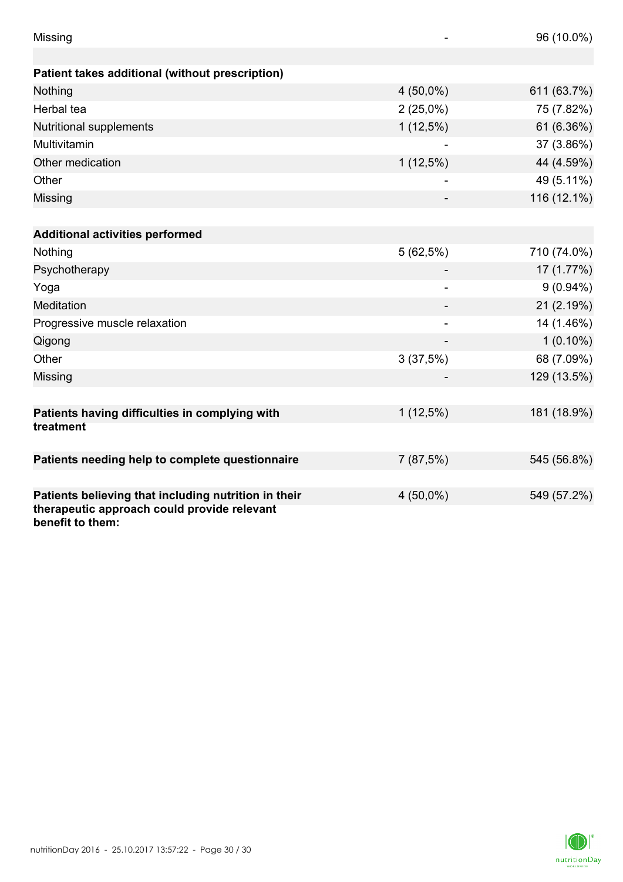| | | |
|---|---|---|
| Missing | - | 96 (10.0%) |
| | | |
| **Patient takes additional (without prescription)** | | |
| Nothing | 4 (50,0%) | 611 (63.7%) |
| Herbal tea | 2 (25,0%) | 75 (7.82%) |
| Nutritional supplements | 1 (12,5%) | 61 (6.36%) |
| Multivitamin | - | 37 (3.86%) |
| Other medication | 1 (12,5%) | 44 (4.59%) |
| Other | - | 49 (5.11%) |
| Missing | - | 116 (12.1%) |
| | | |
| **Additional activities performed** | | |
| Nothing | 5 (62,5%) | 710 (74.0%) |
| Psychotherapy | - | 17 (1.77%) |
| Yoga | - | 9 (0.94%) |
| Meditation | - | 21 (2.19%) |
| Progressive muscle relaxation | - | 14 (1.46%) |
| Qigong | - | 1 (0.10%) |
| Other | 3 (37,5%) | 68 (7.09%) |
| Missing | - | 129 (13.5%) |
| | | |
| **Patients having difficulties in complying with treatment** | 1 (12,5%) | 181 (18.9%) |
| | | |
| **Patients needing help to complete questionnaire** | 7 (87,5%) | 545 (56.8%) |
| | | |
| **Patients believing that including nutrition in their therapeutic approach could provide relevant benefit to them:** | 4 (50,0%) | 549 (57.2%) |